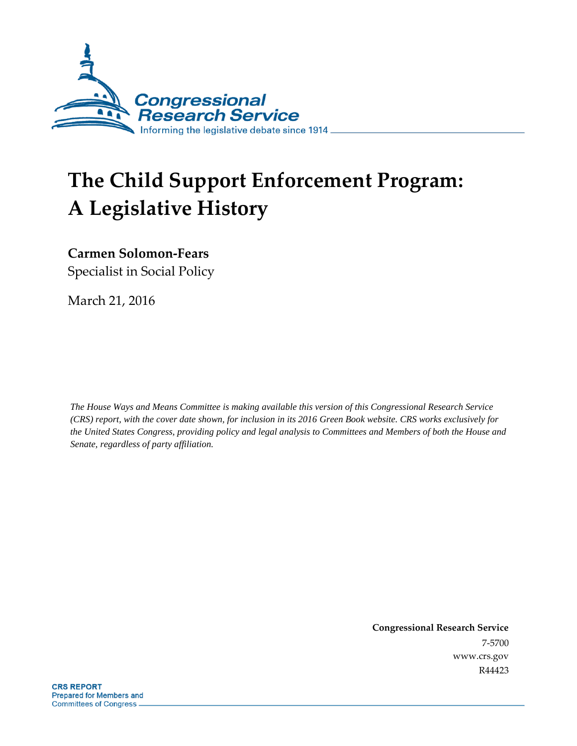Congressional Research Service

Informing the legislative debate since 1914

# The Child Support Enforcement Program: A Legislative History

**Carmen Solomon-Fears**

Specialist in Social Policy

March 21, 2016

*The House Ways and Means Committee is making available this version of this Congressional Research Service (CRS) report, with the cover date shown, for inclusion in its 2016 Green Book website. CRS works exclusively for the United States Congress, providing policy and legal analysis to Committees and Members of both the House and Senate, regardless of party affiliation.*

**Congressional Research Service**

7-5700

www.crs.gov

R44423

**CRS REPORT**

Prepared for Members and Committees of Congress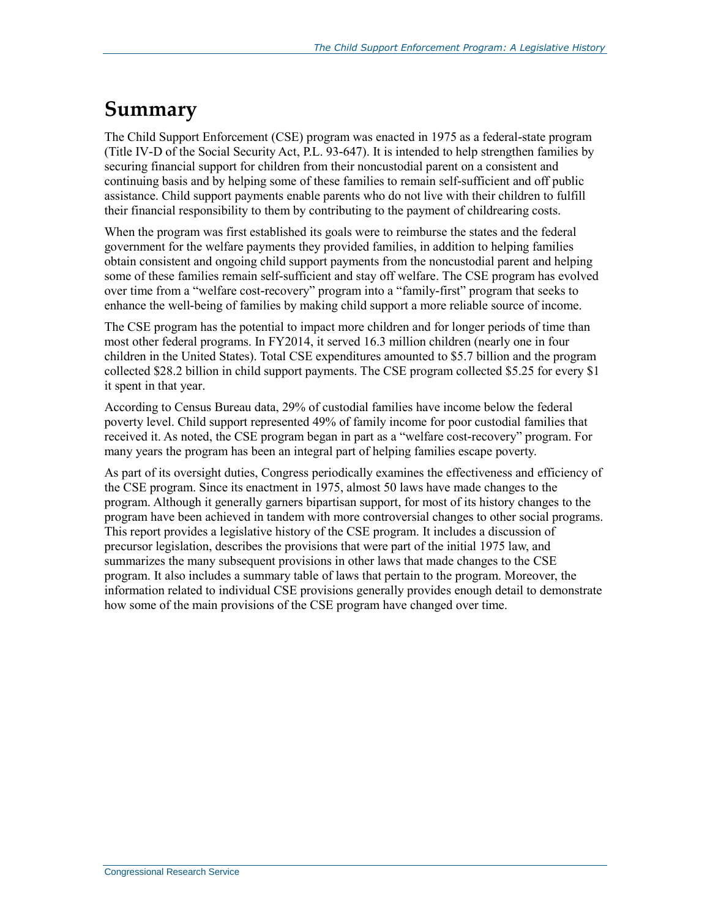# Summary

The Child Support Enforcement (CSE) program was enacted in 1975 as a federal-state program (Title IV-D of the Social Security Act, P.L. 93-647). It is intended to help strengthen families by securing financial support for children from their noncustodial parent on a consistent and continuing basis and by helping some of these families to remain self-sufficient and off public assistance. Child support payments enable parents who do not live with their children to fulfill their financial responsibility to them by contributing to the payment of childrearing costs.

When the program was first established its goals were to reimburse the states and the federal government for the welfare payments they provided families, in addition to helping families obtain consistent and ongoing child support payments from the noncustodial parent and helping some of these families remain self-sufficient and stay off welfare. The CSE program has evolved over time from a "welfare cost-recovery" program into a "family-first" program that seeks to enhance the well-being of families by making child support a more reliable source of income.

The CSE program has the potential to impact more children and for longer periods of time than most other federal programs. In FY2014, it served 16.3 million children (nearly one in four children in the United States). Total CSE expenditures amounted to $5.7 billion and the program collected $28.2 billion in child support payments. The CSE program collected $5.25 for every $1 it spent in that year.

According to Census Bureau data, 29% of custodial families have income below the federal poverty level. Child support represented 49% of family income for poor custodial families that received it. As noted, the CSE program began in part as a "welfare cost-recovery" program. For many years the program has been an integral part of helping families escape poverty.

As part of its oversight duties, Congress periodically examines the effectiveness and efficiency of the CSE program. Since its enactment in 1975, almost 50 laws have made changes to the program. Although it generally garners bipartisan support, for most of its history changes to the program have been achieved in tandem with more controversial changes to other social programs. This report provides a legislative history of the CSE program. It includes a discussion of precursor legislation, describes the provisions that were part of the initial 1975 law, and summarizes the many subsequent provisions in other laws that made changes to the CSE program. It also includes a summary table of laws that pertain to the program. Moreover, the information related to individual CSE provisions generally provides enough detail to demonstrate how some of the main provisions of the CSE program have changed over time.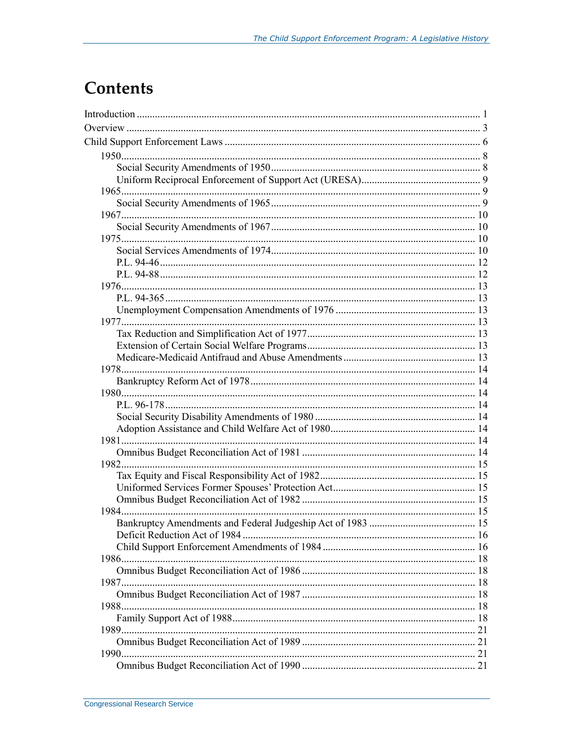# Contents

Introduction ... 1

Overview ... 3

Child Support Enforcement Laws ... 6

- 1950 ... 8
  - Social Security Amendments of 1950 ... 8
  - Uniform Reciprocal Enforcement of Support Act (URESA) ... 9
- 1965 ... 9
  - Social Security Amendments of 1965 ... 9
- 1967 ... 10
  - Social Security Amendments of 1967 ... 10
- 1975 ... 10
  - Social Services Amendments of 1974 ... 10
  - P.L. 94-46 ... 12
  - P.L. 94-88 ... 12
- 1976 ... 13
  - P.L. 94-365 ... 13
  - Unemployment Compensation Amendments of 1976 ... 13
- 1977 ... 13
  - Tax Reduction and Simplification Act of 1977 ... 13
  - Extension of Certain Social Welfare Programs ... 13
  - Medicare-Medicaid Antifraud and Abuse Amendments ... 13
- 1978 ... 14
  - Bankruptcy Reform Act of 1978 ... 14
- 1980 ... 14
  - P.L. 96-178 ... 14
  - Social Security Disability Amendments of 1980 ... 14
  - Adoption Assistance and Child Welfare Act of 1980 ... 14
- 1981 ... 14
  - Omnibus Budget Reconciliation Act of 1981 ... 14
- 1982 ... 15
  - Tax Equity and Fiscal Responsibility Act of 1982 ... 15
  - Uniformed Services Former Spouses' Protection Act ... 15
  - Omnibus Budget Reconciliation Act of 1982 ... 15
- 1984 ... 15
  - Bankruptcy Amendments and Federal Judgeship Act of 1983 ... 15
  - Deficit Reduction Act of 1984 ... 16
  - Child Support Enforcement Amendments of 1984 ... 16
- 1986 ... 18
  - Omnibus Budget Reconciliation Act of 1986 ... 18
- 1987 ... 18
  - Omnibus Budget Reconciliation Act of 1987 ... 18
- 1988 ... 18
  - Family Support Act of 1988 ... 18
- 1989 ... 21
  - Omnibus Budget Reconciliation Act of 1989 ... 21
- 1990 ... 21
  - Omnibus Budget Reconciliation Act of 1990 ... 21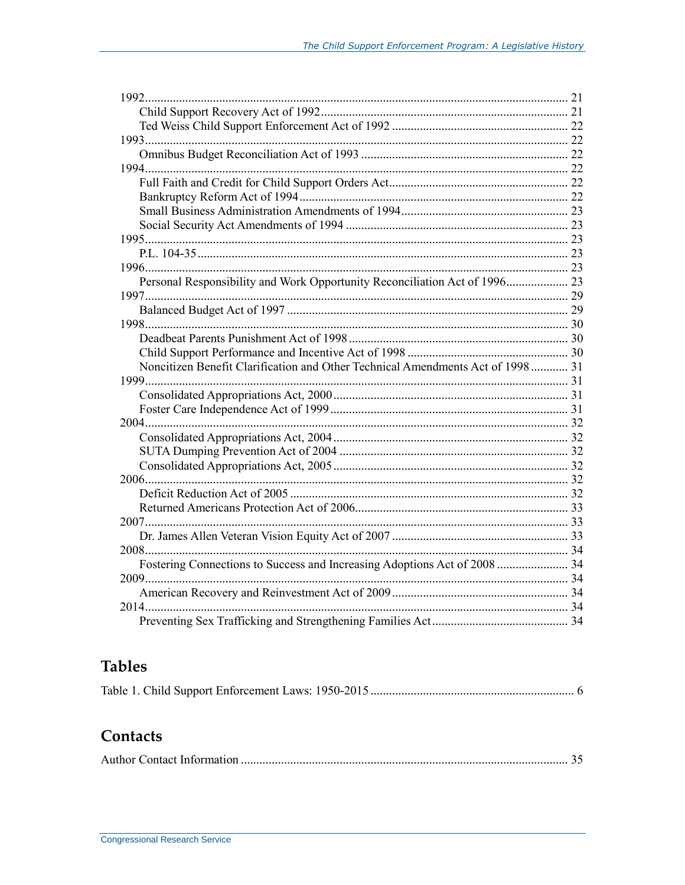1992 ... 21
- Child Support Recovery Act of 1992 ... 21
- Ted Weiss Child Support Enforcement Act of 1992 ... 22

1993 ... 22
- Omnibus Budget Reconciliation Act of 1993 ... 22

1994 ... 22
- Full Faith and Credit for Child Support Orders Act ... 22
- Bankruptcy Reform Act of 1994 ... 22
- Small Business Administration Amendments of 1994 ... 23
- Social Security Act Amendments of 1994 ... 23

1995 ... 23
- P.L. 104-35 ... 23

1996 ... 23
- Personal Responsibility and Work Opportunity Reconciliation Act of 1996 ... 23

1997 ... 29
- Balanced Budget Act of 1997 ... 29

1998 ... 30
- Deadbeat Parents Punishment Act of 1998 ... 30
- Child Support Performance and Incentive Act of 1998 ... 30
- Noncitizen Benefit Clarification and Other Technical Amendments Act of 1998 ... 31

1999 ... 31
- Consolidated Appropriations Act, 2000 ... 31
- Foster Care Independence Act of 1999 ... 31

2004 ... 32
- Consolidated Appropriations Act, 2004 ... 32
- SUTA Dumping Prevention Act of 2004 ... 32
- Consolidated Appropriations Act, 2005 ... 32

2006 ... 32
- Deficit Reduction Act of 2005 ... 32
- Returned Americans Protection Act of 2006 ... 33

2007 ... 33
- Dr. James Allen Veteran Vision Equity Act of 2007 ... 33

2008 ... 34
- Fostering Connections to Success and Increasing Adoptions Act of 2008 ... 34

2009 ... 34
- American Recovery and Reinvestment Act of 2009 ... 34

2014 ... 34
- Preventing Sex Trafficking and Strengthening Families Act ... 34

## Tables

Table 1. Child Support Enforcement Laws: 1950-2015 ... 6

## Contacts

Author Contact Information ... 35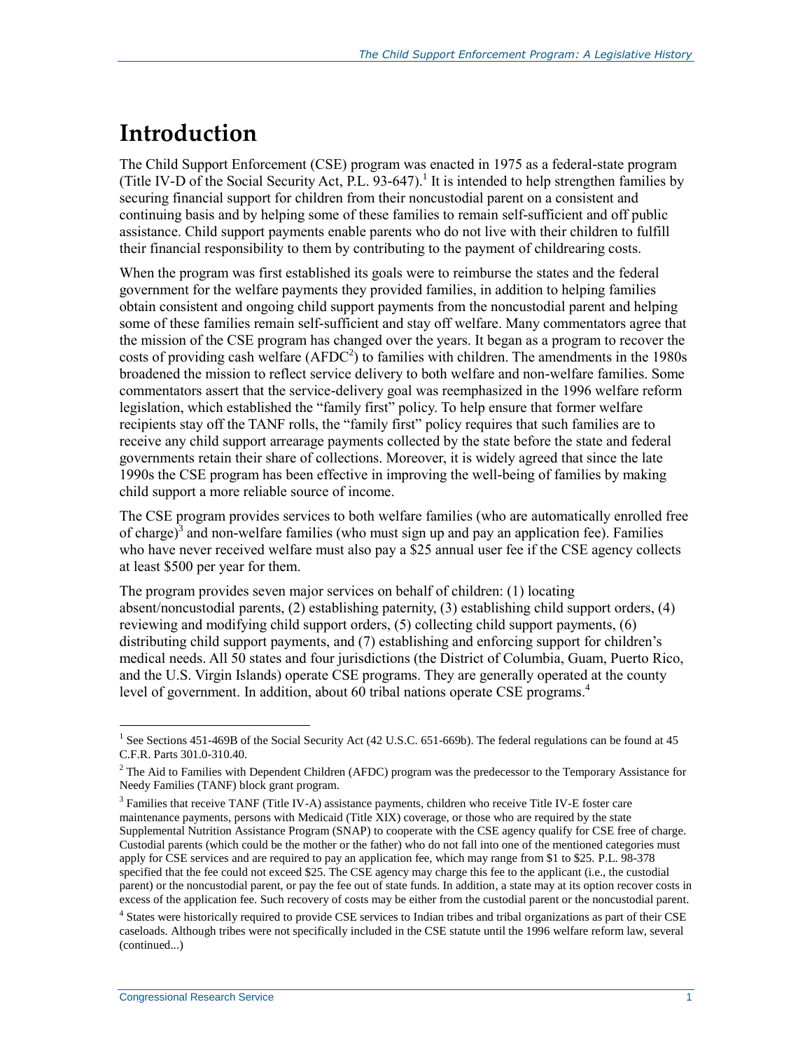# Introduction

The Child Support Enforcement (CSE) program was enacted in 1975 as a federal-state program (Title IV-D of the Social Security Act, P.L. 93-647).[1] It is intended to help strengthen families by securing financial support for children from their noncustodial parent on a consistent and continuing basis and by helping some of these families to remain self-sufficient and off public assistance. Child support payments enable parents who do not live with their children to fulfill their financial responsibility to them by contributing to the payment of childrearing costs.

When the program was first established its goals were to reimburse the states and the federal government for the welfare payments they provided families, in addition to helping families obtain consistent and ongoing child support payments from the noncustodial parent and helping some of these families remain self-sufficient and stay off welfare. Many commentators agree that the mission of the CSE program has changed over the years. It began as a program to recover the costs of providing cash welfare (AFDC[2]) to families with children. The amendments in the 1980s broadened the mission to reflect service delivery to both welfare and non-welfare families. Some commentators assert that the service-delivery goal was reemphasized in the 1996 welfare reform legislation, which established the "family first" policy. To help ensure that former welfare recipients stay off the TANF rolls, the "family first" policy requires that such families are to receive any child support arrearage payments collected by the state before the state and federal governments retain their share of collections. Moreover, it is widely agreed that since the late 1990s the CSE program has been effective in improving the well-being of families by making child support a more reliable source of income.

The CSE program provides services to both welfare families (who are automatically enrolled free of charge)[3] and non-welfare families (who must sign up and pay an application fee). Families who have never received welfare must also pay a $25 annual user fee if the CSE agency collects at least $500 per year for them.

The program provides seven major services on behalf of children: (1) locating absent/noncustodial parents, (2) establishing paternity, (3) establishing child support orders, (4) reviewing and modifying child support orders, (5) collecting child support payments, (6) distributing child support payments, and (7) establishing and enforcing support for children's medical needs. All 50 states and four jurisdictions (the District of Columbia, Guam, Puerto Rico, and the U.S. Virgin Islands) operate CSE programs. They are generally operated at the county level of government. In addition, about 60 tribal nations operate CSE programs.[4]

---

[1] See Sections 451-469B of the Social Security Act (42 U.S.C. 651-669b). The federal regulations can be found at 45 C.F.R. Parts 301.0-310.40.

[2] The Aid to Families with Dependent Children (AFDC) program was the predecessor to the Temporary Assistance for Needy Families (TANF) block grant program.

[3] Families that receive TANF (Title IV-A) assistance payments, children who receive Title IV-E foster care maintenance payments, persons with Medicaid (Title XIX) coverage, or those who are required by the state Supplemental Nutrition Assistance Program (SNAP) to cooperate with the CSE agency qualify for CSE free of charge. Custodial parents (which could be the mother or the father) who do not fall into one of the mentioned categories must apply for CSE services and are required to pay an application fee, which may range from $1 to $25. P.L. 98-378 specified that the fee could not exceed $25. The CSE agency may charge this fee to the applicant (i.e., the custodial parent) or the noncustodial parent, or pay the fee out of state funds. In addition, a state may at its option recover costs in excess of the application fee. Such recovery of costs may be either from the custodial parent or the noncustodial parent.

[4] States were historically required to provide CSE services to Indian tribes and tribal organizations as part of their CSE caseloads. Although tribes were not specifically included in the CSE statute until the 1996 welfare reform law, several (continued...)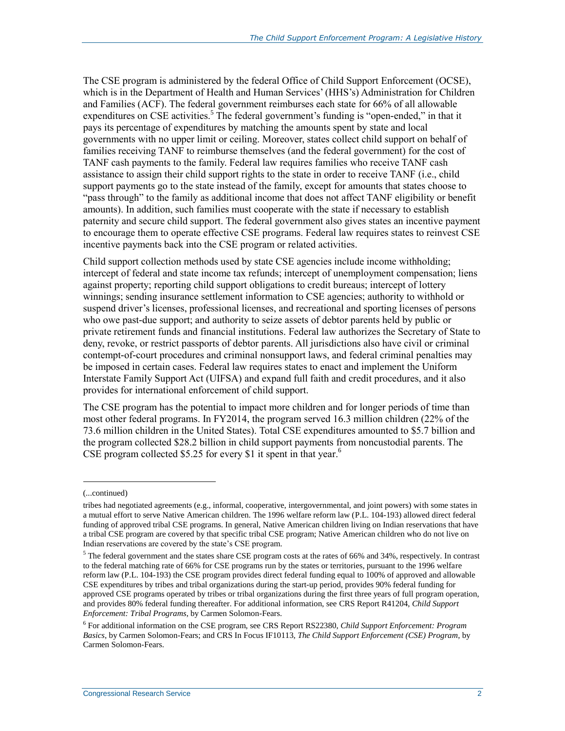The CSE program is administered by the federal Office of Child Support Enforcement (OCSE), which is in the Department of Health and Human Services' (HHS's) Administration for Children and Families (ACF). The federal government reimburses each state for 66% of all allowable expenditures on CSE activities.[5] The federal government's funding is "open-ended," in that it pays its percentage of expenditures by matching the amounts spent by state and local governments with no upper limit or ceiling. Moreover, states collect child support on behalf of families receiving TANF to reimburse themselves (and the federal government) for the cost of TANF cash payments to the family. Federal law requires families who receive TANF cash assistance to assign their child support rights to the state in order to receive TANF (i.e., child support payments go to the state instead of the family, except for amounts that states choose to "pass through" to the family as additional income that does not affect TANF eligibility or benefit amounts). In addition, such families must cooperate with the state if necessary to establish paternity and secure child support. The federal government also gives states an incentive payment to encourage them to operate effective CSE programs. Federal law requires states to reinvest CSE incentive payments back into the CSE program or related activities.

Child support collection methods used by state CSE agencies include income withholding; intercept of federal and state income tax refunds; intercept of unemployment compensation; liens against property; reporting child support obligations to credit bureaus; intercept of lottery winnings; sending insurance settlement information to CSE agencies; authority to withhold or suspend driver's licenses, professional licenses, and recreational and sporting licenses of persons who owe past-due support; and authority to seize assets of debtor parents held by public or private retirement funds and financial institutions. Federal law authorizes the Secretary of State to deny, revoke, or restrict passports of debtor parents. All jurisdictions also have civil or criminal contempt-of-court procedures and criminal nonsupport laws, and federal criminal penalties may be imposed in certain cases. Federal law requires states to enact and implement the Uniform Interstate Family Support Act (UIFSA) and expand full faith and credit procedures, and it also provides for international enforcement of child support.

The CSE program has the potential to impact more children and for longer periods of time than most other federal programs. In FY2014, the program served 16.3 million children (22% of the 73.6 million children in the United States). Total CSE expenditures amounted to $5.7 billion and the program collected $28.2 billion in child support payments from noncustodial parents. The CSE program collected $5.25 for every $1 it spent in that year.[6]

(...continued)

tribes had negotiated agreements (e.g., informal, cooperative, intergovernmental, and joint powers) with some states in a mutual effort to serve Native American children. The 1996 welfare reform law (P.L. 104-193) allowed direct federal funding of approved tribal CSE programs. In general, Native American children living on Indian reservations that have a tribal CSE program are covered by that specific tribal CSE program; Native American children who do not live on Indian reservations are covered by the state's CSE program.

[5] The federal government and the states share CSE program costs at the rates of 66% and 34%, respectively. In contrast to the federal matching rate of 66% for CSE programs run by the states or territories, pursuant to the 1996 welfare reform law (P.L. 104-193) the CSE program provides direct federal funding equal to 100% of approved and allowable CSE expenditures by tribes and tribal organizations during the start-up period, provides 90% federal funding for approved CSE programs operated by tribes or tribal organizations during the first three years of full program operation, and provides 80% federal funding thereafter. For additional information, see CRS Report R41204, *Child Support Enforcement: Tribal Programs*, by Carmen Solomon-Fears.

[6] For additional information on the CSE program, see CRS Report RS22380, *Child Support Enforcement: Program Basics*, by Carmen Solomon-Fears; and CRS In Focus IF10113, *The Child Support Enforcement (CSE) Program*, by Carmen Solomon-Fears.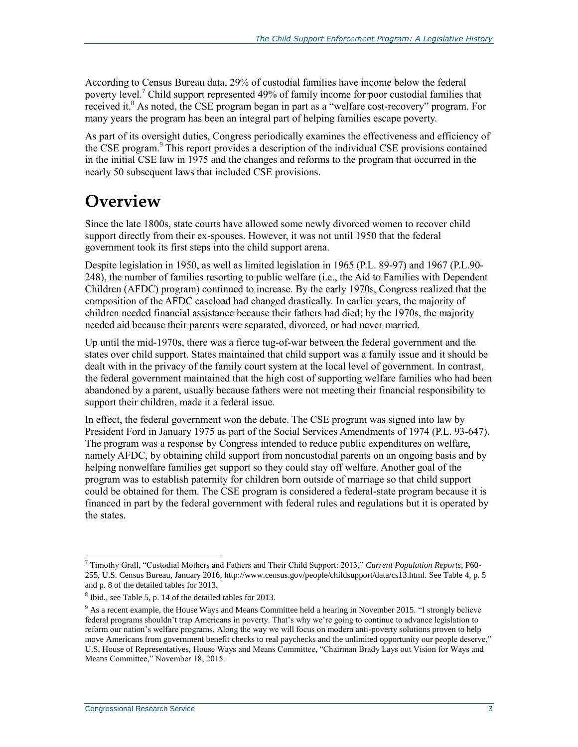According to Census Bureau data, 29% of custodial families have income below the federal poverty level.[7] Child support represented 49% of family income for poor custodial families that received it.[8] As noted, the CSE program began in part as a "welfare cost-recovery" program. For many years the program has been an integral part of helping families escape poverty.

As part of its oversight duties, Congress periodically examines the effectiveness and efficiency of the CSE program.[9] This report provides a description of the individual CSE provisions contained in the initial CSE law in 1975 and the changes and reforms to the program that occurred in the nearly 50 subsequent laws that included CSE provisions.

# Overview

Since the late 1800s, state courts have allowed some newly divorced women to recover child support directly from their ex-spouses. However, it was not until 1950 that the federal government took its first steps into the child support arena.

Despite legislation in 1950, as well as limited legislation in 1965 (P.L. 89-97) and 1967 (P.L.90-248), the number of families resorting to public welfare (i.e., the Aid to Families with Dependent Children (AFDC) program) continued to increase. By the early 1970s, Congress realized that the composition of the AFDC caseload had changed drastically. In earlier years, the majority of children needed financial assistance because their fathers had died; by the 1970s, the majority needed aid because their parents were separated, divorced, or had never married.

Up until the mid-1970s, there was a fierce tug-of-war between the federal government and the states over child support. States maintained that child support was a family issue and it should be dealt with in the privacy of the family court system at the local level of government. In contrast, the federal government maintained that the high cost of supporting welfare families who had been abandoned by a parent, usually because fathers were not meeting their financial responsibility to support their children, made it a federal issue.

In effect, the federal government won the debate. The CSE program was signed into law by President Ford in January 1975 as part of the Social Services Amendments of 1974 (P.L. 93-647). The program was a response by Congress intended to reduce public expenditures on welfare, namely AFDC, by obtaining child support from noncustodial parents on an ongoing basis and by helping nonwelfare families get support so they could stay off welfare. Another goal of the program was to establish paternity for children born outside of marriage so that child support could be obtained for them. The CSE program is considered a federal-state program because it is financed in part by the federal government with federal rules and regulations but it is operated by the states.

---

[7] Timothy Grall, "Custodial Mothers and Fathers and Their Child Support: 2013," *Current Population Reports*, P60-255, U.S. Census Bureau, January 2016, http://www.census.gov/people/childsupport/data/cs13.html. See Table 4, p. 5 and p. 8 of the detailed tables for 2013.

[8] Ibid., see Table 5, p. 14 of the detailed tables for 2013.

[9] As a recent example, the House Ways and Means Committee held a hearing in November 2015. "I strongly believe federal programs shouldn't trap Americans in poverty. That's why we're going to continue to advance legislation to reform our nation's welfare programs. Along the way we will focus on modern anti-poverty solutions proven to help move Americans from government benefit checks to real paychecks and the unlimited opportunity our people deserve," U.S. House of Representatives, House Ways and Means Committee, "Chairman Brady Lays out Vision for Ways and Means Committee," November 18, 2015.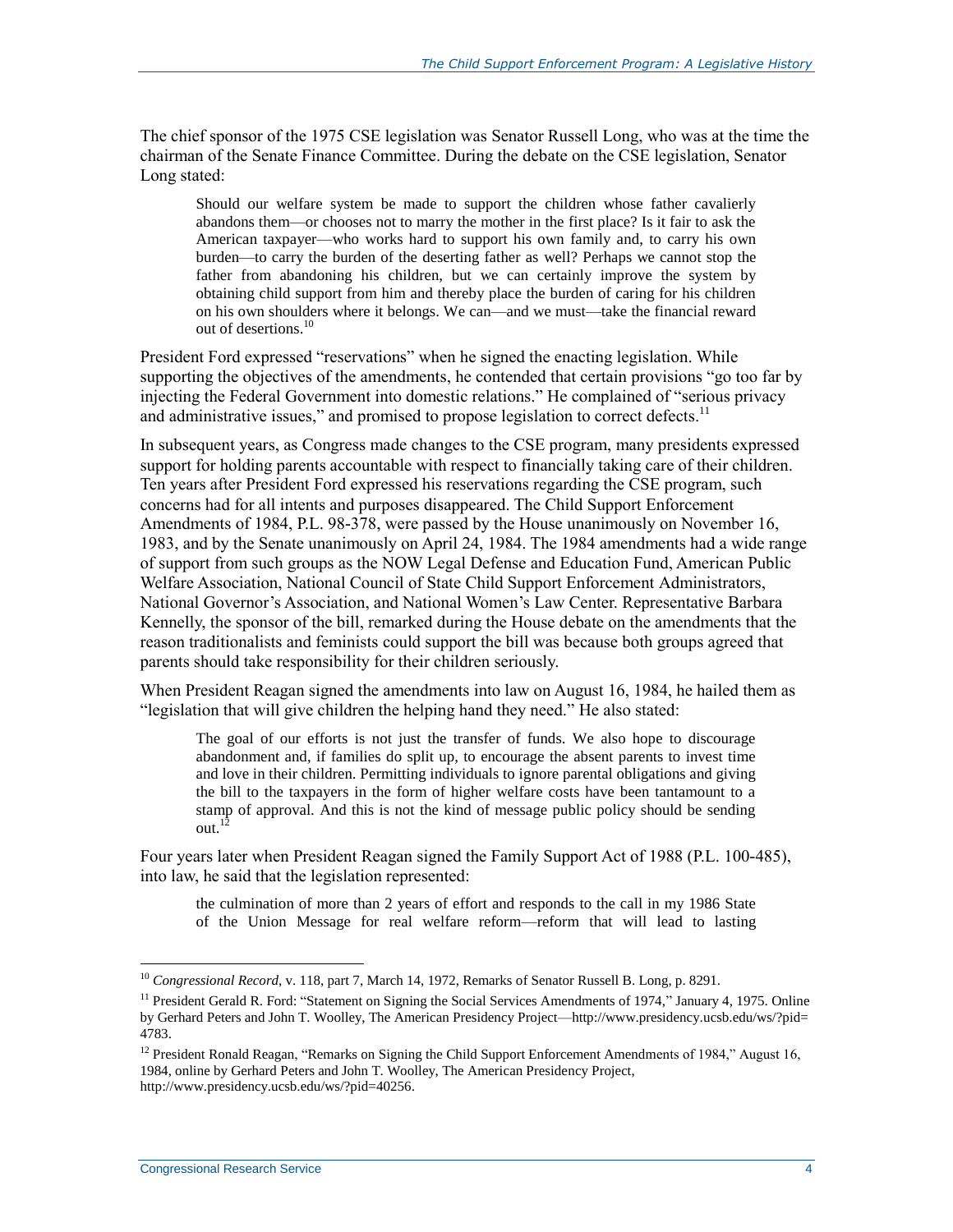The chief sponsor of the 1975 CSE legislation was Senator Russell Long, who was at the time the chairman of the Senate Finance Committee. During the debate on the CSE legislation, Senator Long stated:

> Should our welfare system be made to support the children whose father cavalierly abandons them—or chooses not to marry the mother in the first place? Is it fair to ask the American taxpayer—who works hard to support his own family and, to carry his own burden—to carry the burden of the deserting father as well? Perhaps we cannot stop the father from abandoning his children, but we can certainly improve the system by obtaining child support from him and thereby place the burden of caring for his children on his own shoulders where it belongs. We can—and we must—take the financial reward out of desertions.[10]

President Ford expressed "reservations" when he signed the enacting legislation. While supporting the objectives of the amendments, he contended that certain provisions "go too far by injecting the Federal Government into domestic relations." He complained of "serious privacy and administrative issues," and promised to propose legislation to correct defects.[11]

In subsequent years, as Congress made changes to the CSE program, many presidents expressed support for holding parents accountable with respect to financially taking care of their children. Ten years after President Ford expressed his reservations regarding the CSE program, such concerns had for all intents and purposes disappeared. The Child Support Enforcement Amendments of 1984, P.L. 98-378, were passed by the House unanimously on November 16, 1983, and by the Senate unanimously on April 24, 1984. The 1984 amendments had a wide range of support from such groups as the NOW Legal Defense and Education Fund, American Public Welfare Association, National Council of State Child Support Enforcement Administrators, National Governor's Association, and National Women's Law Center. Representative Barbara Kennelly, the sponsor of the bill, remarked during the House debate on the amendments that the reason traditionalists and feminists could support the bill was because both groups agreed that parents should take responsibility for their children seriously.

When President Reagan signed the amendments into law on August 16, 1984, he hailed them as "legislation that will give children the helping hand they need." He also stated:

> The goal of our efforts is not just the transfer of funds. We also hope to discourage abandonment and, if families do split up, to encourage the absent parents to invest time and love in their children. Permitting individuals to ignore parental obligations and giving the bill to the taxpayers in the form of higher welfare costs have been tantamount to a stamp of approval. And this is not the kind of message public policy should be sending out.[12]

Four years later when President Reagan signed the Family Support Act of 1988 (P.L. 100-485), into law, he said that the legislation represented:

> the culmination of more than 2 years of effort and responds to the call in my 1986 State of the Union Message for real welfare reform—reform that will lead to lasting

---

[10] *Congressional Record*, v. 118, part 7, March 14, 1972, Remarks of Senator Russell B. Long, p. 8291.

[11] President Gerald R. Ford: "Statement on Signing the Social Services Amendments of 1974," January 4, 1975. Online by Gerhard Peters and John T. Woolley, The American Presidency Project—http://www.presidency.ucsb.edu/ws/?pid=4783.

[12] President Ronald Reagan, "Remarks on Signing the Child Support Enforcement Amendments of 1984," August 16, 1984, online by Gerhard Peters and John T. Woolley, The American Presidency Project, http://www.presidency.ucsb.edu/ws/?pid=40256.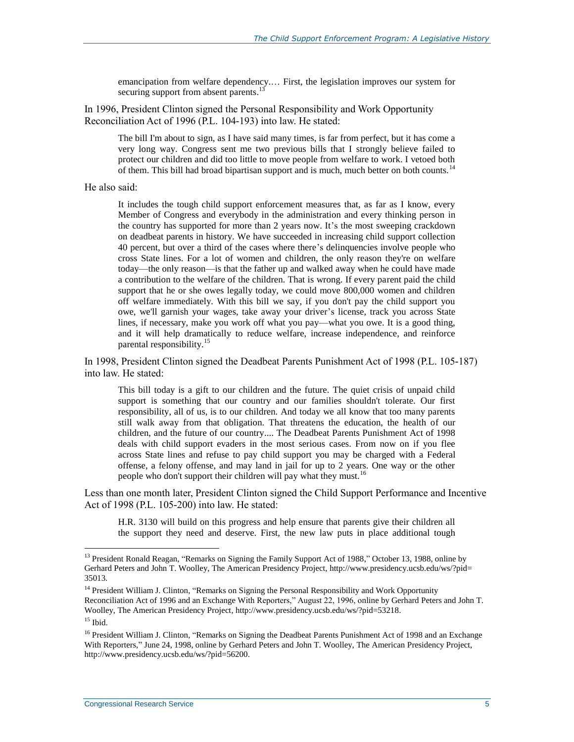> emancipation from welfare dependency.… First, the legislation improves our system for securing support from absent parents.[13]

In 1996, President Clinton signed the Personal Responsibility and Work Opportunity Reconciliation Act of 1996 (P.L. 104-193) into law. He stated:

> The bill I'm about to sign, as I have said many times, is far from perfect, but it has come a very long way. Congress sent me two previous bills that I strongly believe failed to protect our children and did too little to move people from welfare to work. I vetoed both of them. This bill had broad bipartisan support and is much, much better on both counts.[14]

He also said:

> It includes the tough child support enforcement measures that, as far as I know, every Member of Congress and everybody in the administration and every thinking person in the country has supported for more than 2 years now. It's the most sweeping crackdown on deadbeat parents in history. We have succeeded in increasing child support collection 40 percent, but over a third of the cases where there's delinquencies involve people who cross State lines. For a lot of women and children, the only reason they're on welfare today—the only reason—is that the father up and walked away when he could have made a contribution to the welfare of the children. That is wrong. If every parent paid the child support that he or she owes legally today, we could move 800,000 women and children off welfare immediately. With this bill we say, if you don't pay the child support you owe, we'll garnish your wages, take away your driver's license, track you across State lines, if necessary, make you work off what you pay—what you owe. It is a good thing, and it will help dramatically to reduce welfare, increase independence, and reinforce parental responsibility.[15]

In 1998, President Clinton signed the Deadbeat Parents Punishment Act of 1998 (P.L. 105-187) into law. He stated:

> This bill today is a gift to our children and the future. The quiet crisis of unpaid child support is something that our country and our families shouldn't tolerate. Our first responsibility, all of us, is to our children. And today we all know that too many parents still walk away from that obligation. That threatens the education, the health of our children, and the future of our country.... The Deadbeat Parents Punishment Act of 1998 deals with child support evaders in the most serious cases. From now on if you flee across State lines and refuse to pay child support you may be charged with a Federal offense, a felony offense, and may land in jail for up to 2 years. One way or the other people who don't support their children will pay what they must.[16]

Less than one month later, President Clinton signed the Child Support Performance and Incentive Act of 1998 (P.L. 105-200) into law. He stated:

> H.R. 3130 will build on this progress and help ensure that parents give their children all the support they need and deserve. First, the new law puts in place additional tough

---

[13] President Ronald Reagan, "Remarks on Signing the Family Support Act of 1988," October 13, 1988, online by Gerhard Peters and John T. Woolley, The American Presidency Project, http://www.presidency.ucsb.edu/ws/?pid=35013.

[14] President William J. Clinton, "Remarks on Signing the Personal Responsibility and Work Opportunity Reconciliation Act of 1996 and an Exchange With Reporters," August 22, 1996, online by Gerhard Peters and John T. Woolley, The American Presidency Project, http://www.presidency.ucsb.edu/ws/?pid=53218.

[15] Ibid.

[16] President William J. Clinton, "Remarks on Signing the Deadbeat Parents Punishment Act of 1998 and an Exchange With Reporters," June 24, 1998, online by Gerhard Peters and John T. Woolley, The American Presidency Project, http://www.presidency.ucsb.edu/ws/?pid=56200.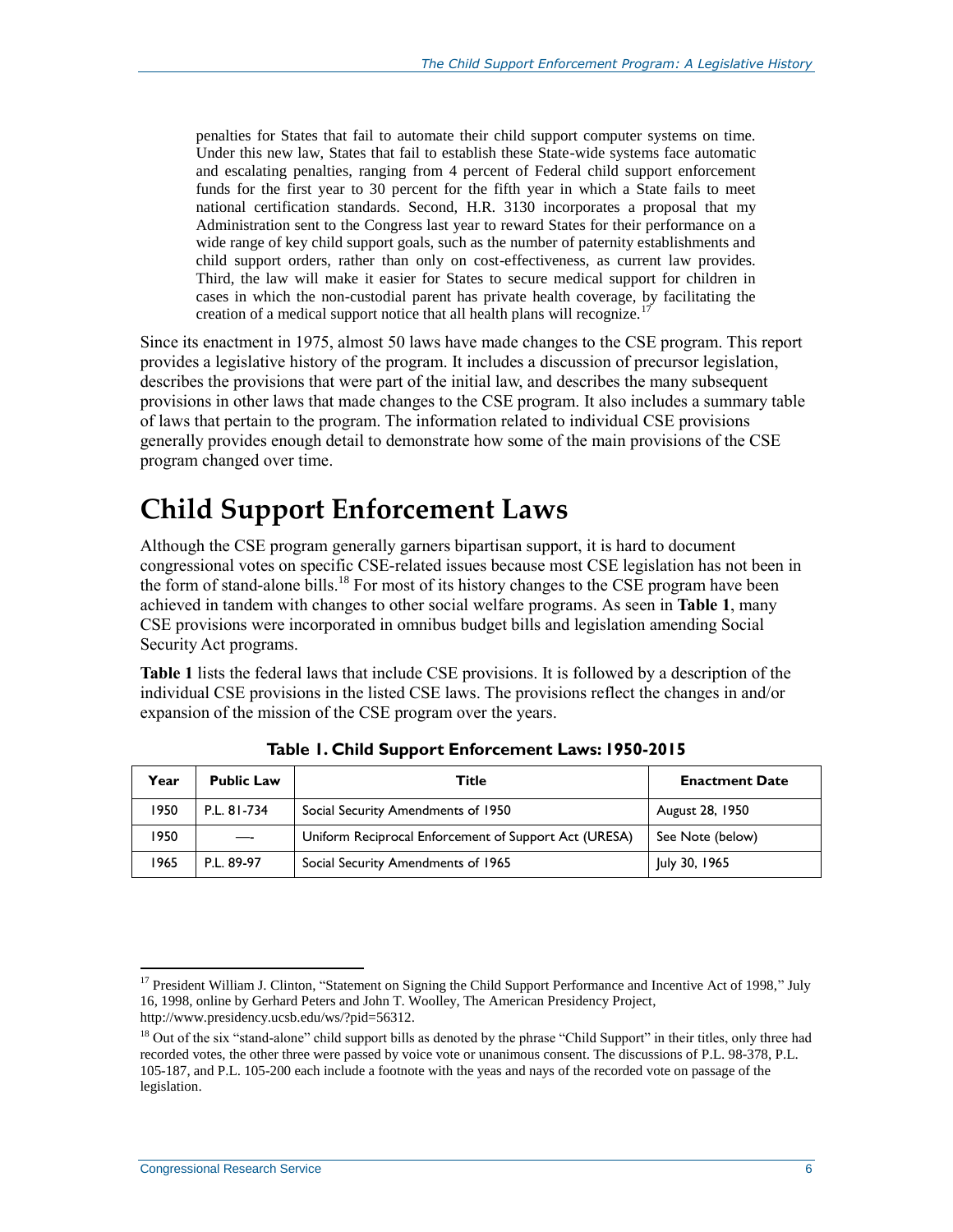> penalties for States that fail to automate their child support computer systems on time. Under this new law, States that fail to establish these State-wide systems face automatic and escalating penalties, ranging from 4 percent of Federal child support enforcement funds for the first year to 30 percent for the fifth year in which a State fails to meet national certification standards. Second, H.R. 3130 incorporates a proposal that my Administration sent to the Congress last year to reward States for their performance on a wide range of key child support goals, such as the number of paternity establishments and child support orders, rather than only on cost-effectiveness, as current law provides. Third, the law will make it easier for States to secure medical support for children in cases in which the non-custodial parent has private health coverage, by facilitating the creation of a medical support notice that all health plans will recognize.[17]

Since its enactment in 1975, almost 50 laws have made changes to the CSE program. This report provides a legislative history of the program. It includes a discussion of precursor legislation, describes the provisions that were part of the initial law, and describes the many subsequent provisions in other laws that made changes to the CSE program. It also includes a summary table of laws that pertain to the program. The information related to individual CSE provisions generally provides enough detail to demonstrate how some of the main provisions of the CSE program changed over time.

# Child Support Enforcement Laws

Although the CSE program generally garners bipartisan support, it is hard to document congressional votes on specific CSE-related issues because most CSE legislation has not been in the form of stand-alone bills.[18] For most of its history changes to the CSE program have been achieved in tandem with changes to other social welfare programs. As seen in **Table 1**, many CSE provisions were incorporated in omnibus budget bills and legislation amending Social Security Act programs.

**Table 1** lists the federal laws that include CSE provisions. It is followed by a description of the individual CSE provisions in the listed CSE laws. The provisions reflect the changes in and/or expansion of the mission of the CSE program over the years.

**Table 1. Child Support Enforcement Laws: 1950-2015**

| Year | Public Law | Title | Enactment Date |
|---|---|---|---|
| 1950 | P.L. 81-734 | Social Security Amendments of 1950 | August 28, 1950 |
| 1950 | — | Uniform Reciprocal Enforcement of Support Act (URESA) | See Note (below) |
| 1965 | P.L. 89-97 | Social Security Amendments of 1965 | July 30, 1965 |

[17] President William J. Clinton, "Statement on Signing the Child Support Performance and Incentive Act of 1998," July 16, 1998, online by Gerhard Peters and John T. Woolley, The American Presidency Project, http://www.presidency.ucsb.edu/ws/?pid=56312.

[18] Out of the six "stand-alone" child support bills as denoted by the phrase "Child Support" in their titles, only three had recorded votes, the other three were passed by voice vote or unanimous consent. The discussions of P.L. 98-378, P.L. 105-187, and P.L. 105-200 each include a footnote with the yeas and nays of the recorded vote on passage of the legislation.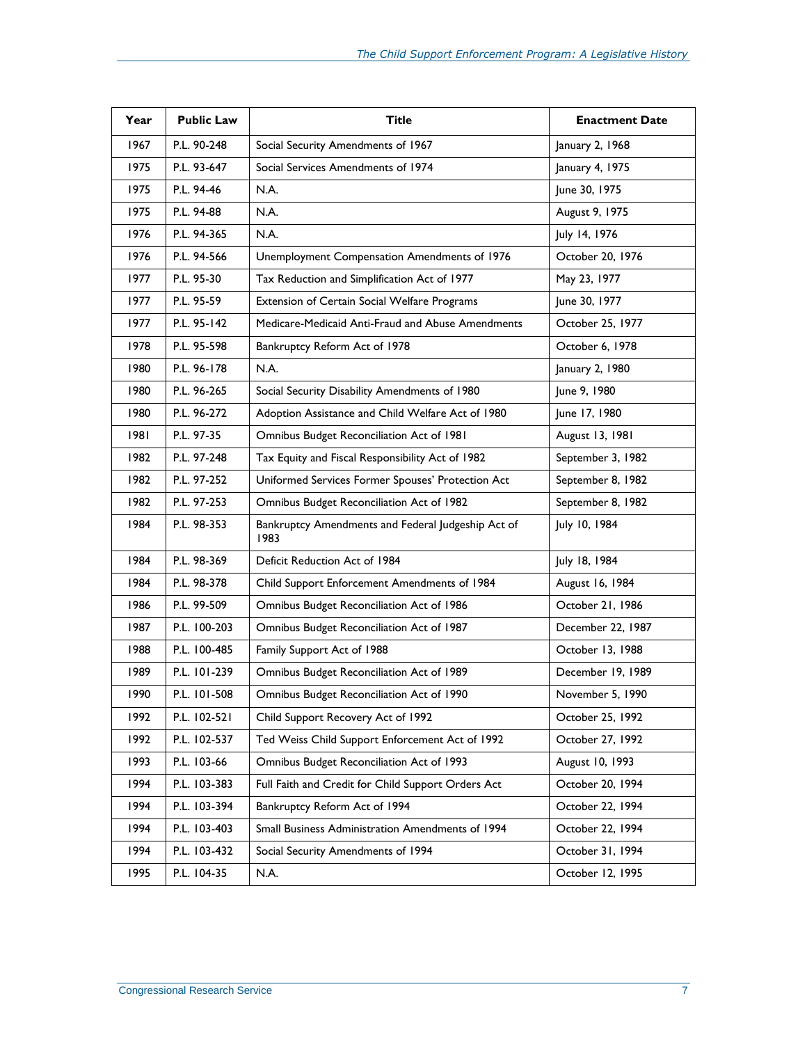| Year | Public Law | Title | Enactment Date |
| --- | --- | --- | --- |
| 1967 | P.L. 90-248 | Social Security Amendments of 1967 | January 2, 1968 |
| 1975 | P.L. 93-647 | Social Services Amendments of 1974 | January 4, 1975 |
| 1975 | P.L. 94-46 | N.A. | June 30, 1975 |
| 1975 | P.L. 94-88 | N.A. | August 9, 1975 |
| 1976 | P.L. 94-365 | N.A. | July 14, 1976 |
| 1976 | P.L. 94-566 | Unemployment Compensation Amendments of 1976 | October 20, 1976 |
| 1977 | P.L. 95-30 | Tax Reduction and Simplification Act of 1977 | May 23, 1977 |
| 1977 | P.L. 95-59 | Extension of Certain Social Welfare Programs | June 30, 1977 |
| 1977 | P.L. 95-142 | Medicare-Medicaid Anti-Fraud and Abuse Amendments | October 25, 1977 |
| 1978 | P.L. 95-598 | Bankruptcy Reform Act of 1978 | October 6, 1978 |
| 1980 | P.L. 96-178 | N.A. | January 2, 1980 |
| 1980 | P.L. 96-265 | Social Security Disability Amendments of 1980 | June 9, 1980 |
| 1980 | P.L. 96-272 | Adoption Assistance and Child Welfare Act of 1980 | June 17, 1980 |
| 1981 | P.L. 97-35 | Omnibus Budget Reconciliation Act of 1981 | August 13, 1981 |
| 1982 | P.L. 97-248 | Tax Equity and Fiscal Responsibility Act of 1982 | September 3, 1982 |
| 1982 | P.L. 97-252 | Uniformed Services Former Spouses' Protection Act | September 8, 1982 |
| 1982 | P.L. 97-253 | Omnibus Budget Reconciliation Act of 1982 | September 8, 1982 |
| 1984 | P.L. 98-353 | Bankruptcy Amendments and Federal Judgeship Act of 1983 | July 10, 1984 |
| 1984 | P.L. 98-369 | Deficit Reduction Act of 1984 | July 18, 1984 |
| 1984 | P.L. 98-378 | Child Support Enforcement Amendments of 1984 | August 16, 1984 |
| 1986 | P.L. 99-509 | Omnibus Budget Reconciliation Act of 1986 | October 21, 1986 |
| 1987 | P.L. 100-203 | Omnibus Budget Reconciliation Act of 1987 | December 22, 1987 |
| 1988 | P.L. 100-485 | Family Support Act of 1988 | October 13, 1988 |
| 1989 | P.L. 101-239 | Omnibus Budget Reconciliation Act of 1989 | December 19, 1989 |
| 1990 | P.L. 101-508 | Omnibus Budget Reconciliation Act of 1990 | November 5, 1990 |
| 1992 | P.L. 102-521 | Child Support Recovery Act of 1992 | October 25, 1992 |
| 1992 | P.L. 102-537 | Ted Weiss Child Support Enforcement Act of 1992 | October 27, 1992 |
| 1993 | P.L. 103-66 | Omnibus Budget Reconciliation Act of 1993 | August 10, 1993 |
| 1994 | P.L. 103-383 | Full Faith and Credit for Child Support Orders Act | October 20, 1994 |
| 1994 | P.L. 103-394 | Bankruptcy Reform Act of 1994 | October 22, 1994 |
| 1994 | P.L. 103-403 | Small Business Administration Amendments of 1994 | October 22, 1994 |
| 1994 | P.L. 103-432 | Social Security Amendments of 1994 | October 31, 1994 |
| 1995 | P.L. 104-35 | N.A. | October 12, 1995 |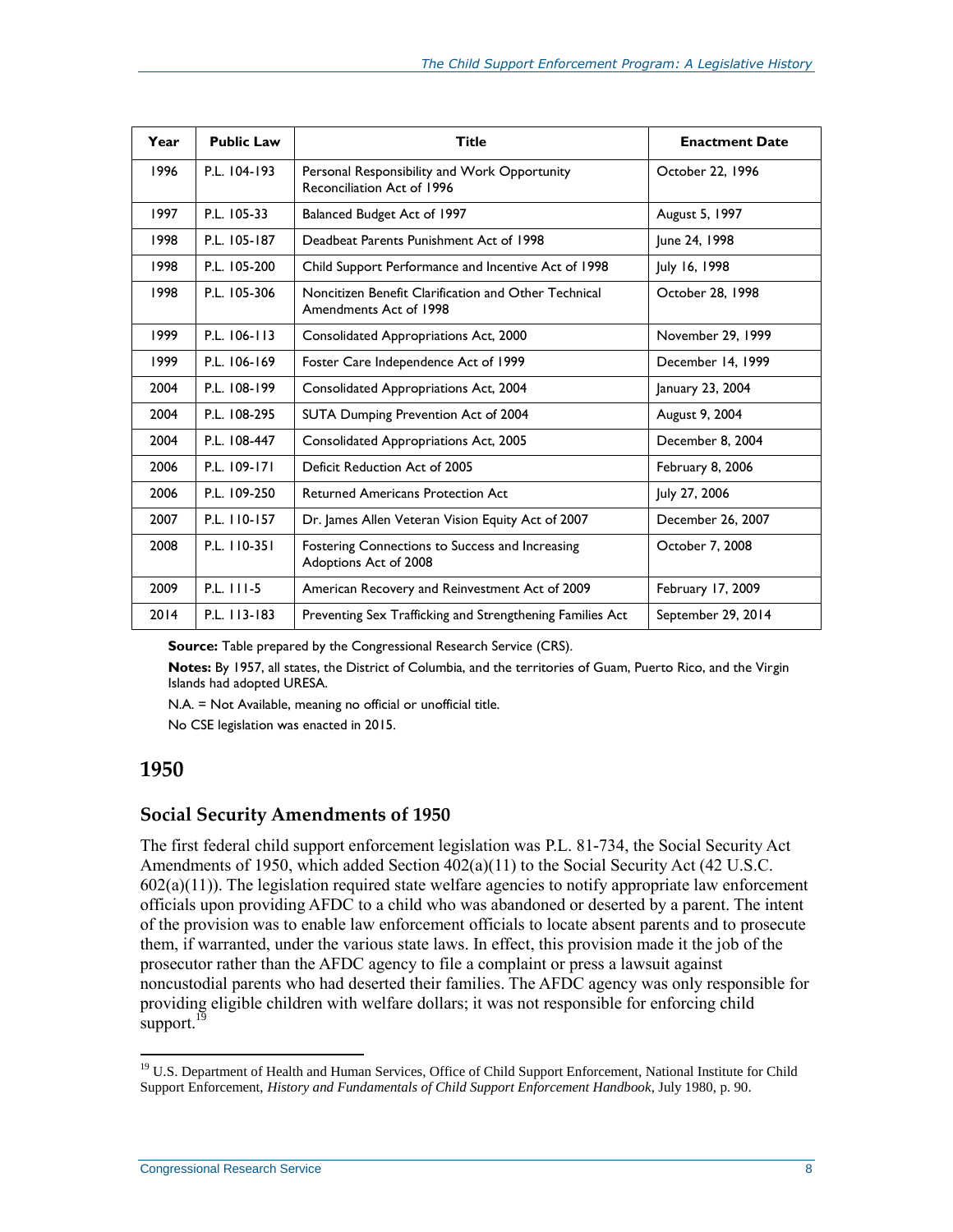| Year | Public Law | Title | Enactment Date |
| --- | --- | --- | --- |
| 1996 | P.L. 104-193 | Personal Responsibility and Work Opportunity Reconciliation Act of 1996 | October 22, 1996 |
| 1997 | P.L. 105-33 | Balanced Budget Act of 1997 | August 5, 1997 |
| 1998 | P.L. 105-187 | Deadbeat Parents Punishment Act of 1998 | June 24, 1998 |
| 1998 | P.L. 105-200 | Child Support Performance and Incentive Act of 1998 | July 16, 1998 |
| 1998 | P.L. 105-306 | Noncitizen Benefit Clarification and Other Technical Amendments Act of 1998 | October 28, 1998 |
| 1999 | P.L. 106-113 | Consolidated Appropriations Act, 2000 | November 29, 1999 |
| 1999 | P.L. 106-169 | Foster Care Independence Act of 1999 | December 14, 1999 |
| 2004 | P.L. 108-199 | Consolidated Appropriations Act, 2004 | January 23, 2004 |
| 2004 | P.L. 108-295 | SUTA Dumping Prevention Act of 2004 | August 9, 2004 |
| 2004 | P.L. 108-447 | Consolidated Appropriations Act, 2005 | December 8, 2004 |
| 2006 | P.L. 109-171 | Deficit Reduction Act of 2005 | February 8, 2006 |
| 2006 | P.L. 109-250 | Returned Americans Protection Act | July 27, 2006 |
| 2007 | P.L. 110-157 | Dr. James Allen Veteran Vision Equity Act of 2007 | December 26, 2007 |
| 2008 | P.L. 110-351 | Fostering Connections to Success and Increasing Adoptions Act of 2008 | October 7, 2008 |
| 2009 | P.L. 111-5 | American Recovery and Reinvestment Act of 2009 | February 17, 2009 |
| 2014 | P.L. 113-183 | Preventing Sex Trafficking and Strengthening Families Act | September 29, 2014 |

**Source:** Table prepared by the Congressional Research Service (CRS).

**Notes:** By 1957, all states, the District of Columbia, and the territories of Guam, Puerto Rico, and the Virgin Islands had adopted URESA.

N.A. = Not Available, meaning no official or unofficial title.

No CSE legislation was enacted in 2015.

## 1950

### Social Security Amendments of 1950

The first federal child support enforcement legislation was P.L. 81-734, the Social Security Act Amendments of 1950, which added Section 402(a)(11) to the Social Security Act (42 U.S.C. 602(a)(11)). The legislation required state welfare agencies to notify appropriate law enforcement officials upon providing AFDC to a child who was abandoned or deserted by a parent. The intent of the provision was to enable law enforcement officials to locate absent parents and to prosecute them, if warranted, under the various state laws. In effect, this provision made it the job of the prosecutor rather than the AFDC agency to file a complaint or press a lawsuit against noncustodial parents who had deserted their families. The AFDC agency was only responsible for providing eligible children with welfare dollars; it was not responsible for enforcing child support.[19]

[19] U.S. Department of Health and Human Services, Office of Child Support Enforcement, National Institute for Child Support Enforcement, *History and Fundamentals of Child Support Enforcement Handbook*, July 1980, p. 90.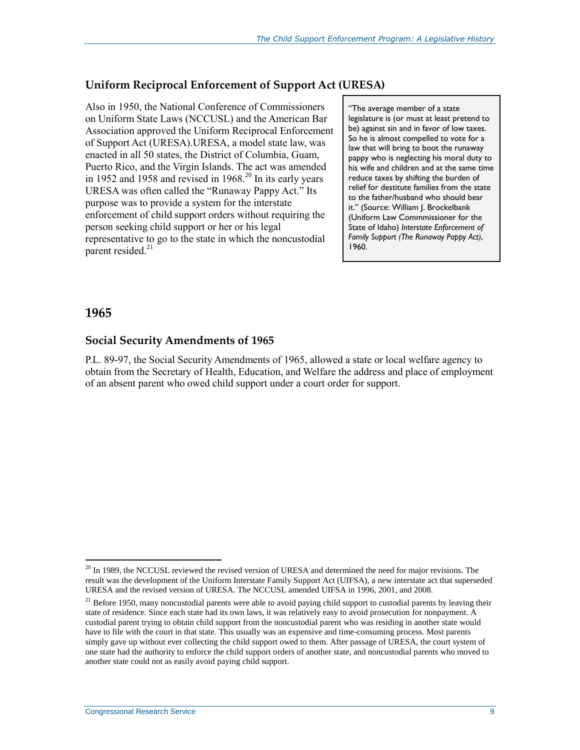### Uniform Reciprocal Enforcement of Support Act (URESA)

Also in 1950, the National Conference of Commissioners on Uniform State Laws (NCCUSL) and the American Bar Association approved the Uniform Reciprocal Enforcement of Support Act (URESA).URESA, a model state law, was enacted in all 50 states, the District of Columbia, Guam, Puerto Rico, and the Virgin Islands. The act was amended in 1952 and 1958 and revised in 1968.[20] In its early years URESA was often called the "Runaway Pappy Act." Its purpose was to provide a system for the interstate enforcement of child support orders without requiring the person seeking child support or her or his legal representative to go to the state in which the noncustodial parent resided.[21]

> "The average member of a state legislature is (or must at least pretend to be) against sin and in favor of low taxes. So he is almost compelled to vote for a law that will bring to boot the runaway pappy who is neglecting his moral duty to his wife and children and at the same time reduce taxes by shifting the burden of relief for destitute families from the state to the father/husband who should bear it." (Source: William J. Brockelbank (Uniform Law Commmissioner for the State of Idaho) *Interstate Enforcement of Family Support (The Runaway Pappy Act)*, 1960.

## 1965

### Social Security Amendments of 1965

P.L. 89-97, the Social Security Amendments of 1965, allowed a state or local welfare agency to obtain from the Secretary of Health, Education, and Welfare the address and place of employment of an absent parent who owed child support under a court order for support.

[20] In 1989, the NCCUSL reviewed the revised version of URESA and determined the need for major revisions. The result was the development of the Uniform Interstate Family Support Act (UIFSA), a new interstate act that superseded URESA and the revised version of URESA. The NCCUSL amended UIFSA in 1996, 2001, and 2008.

[21] Before 1950, many noncustodial parents were able to avoid paying child support to custodial parents by leaving their state of residence. Since each state had its own laws, it was relatively easy to avoid prosecution for nonpayment. A custodial parent trying to obtain child support from the noncustodial parent who was residing in another state would have to file with the court in that state. This usually was an expensive and time-consuming process. Most parents simply gave up without ever collecting the child support owed to them. After passage of URESA, the court system of one state had the authority to enforce the child support orders of another state, and noncustodial parents who moved to another state could not as easily avoid paying child support.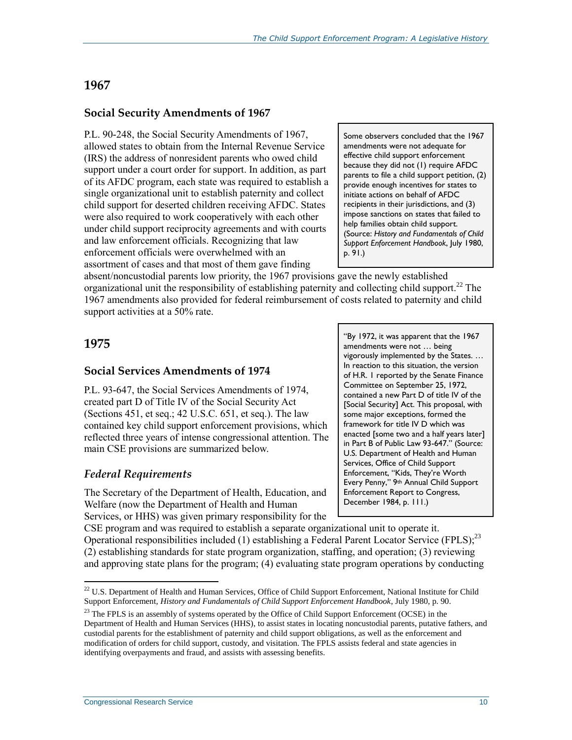## 1967

### Social Security Amendments of 1967

P.L. 90-248, the Social Security Amendments of 1967, allowed states to obtain from the Internal Revenue Service (IRS) the address of nonresident parents who owed child support under a court order for support. In addition, as part of its AFDC program, each state was required to establish a single organizational unit to establish paternity and collect child support for deserted children receiving AFDC. States were also required to work cooperatively with each other under child support reciprocity agreements and with courts and law enforcement officials. Recognizing that law enforcement officials were overwhelmed with an assortment of cases and that most of them gave finding absent/noncustodial parents low priority, the 1967 provisions gave the newly established organizational unit the responsibility of establishing paternity and collecting child support.[22] The 1967 amendments also provided for federal reimbursement of costs related to paternity and child support activities at a 50% rate.

> Some observers concluded that the 1967 amendments were not adequate for effective child support enforcement because they did not (1) require AFDC parents to file a child support petition, (2) provide enough incentives for states to initiate actions on behalf of AFDC recipients in their jurisdictions, and (3) impose sanctions on states that failed to help families obtain child support. (Source: *History and Fundamentals of Child Support Enforcement Handbook*, July 1980, p. 91.)

## 1975

### Social Services Amendments of 1974

P.L. 93-647, the Social Services Amendments of 1974, created part D of Title IV of the Social Security Act (Sections 451, et seq.; 42 U.S.C. 651, et seq.). The law contained key child support enforcement provisions, which reflected three years of intense congressional attention. The main CSE provisions are summarized below.

> "By 1972, it was apparent that the 1967 amendments were not … being vigorously implemented by the States. … In reaction to this situation, the version of H.R. 1 reported by the Senate Finance Committee on September 25, 1972, contained a new Part D of title IV of the [Social Security] Act. This proposal, with some major exceptions, formed the framework for title IV D which was enacted [some two and a half years later] in Part B of Public Law 93-647." (Source: U.S. Department of Health and Human Services, Office of Child Support Enforcement, "Kids, They're Worth Every Penny," 9th Annual Child Support Enforcement Report to Congress, December 1984, p. 111.)

### *Federal Requirements*

The Secretary of the Department of Health, Education, and Welfare (now the Department of Health and Human Services, or HHS) was given primary responsibility for the CSE program and was required to establish a separate organizational unit to operate it. Operational responsibilities included (1) establishing a Federal Parent Locator Service (FPLS);[23] (2) establishing standards for state program organization, staffing, and operation; (3) reviewing and approving state plans for the program; (4) evaluating state program operations by conducting

---

[22] U.S. Department of Health and Human Services, Office of Child Support Enforcement, National Institute for Child Support Enforcement, *History and Fundamentals of Child Support Enforcement Handbook*, July 1980, p. 90.

[23] The FPLS is an assembly of systems operated by the Office of Child Support Enforcement (OCSE) in the Department of Health and Human Services (HHS), to assist states in locating noncustodial parents, putative fathers, and custodial parents for the establishment of paternity and child support obligations, as well as the enforcement and modification of orders for child support, custody, and visitation. The FPLS assists federal and state agencies in identifying overpayments and fraud, and assists with assessing benefits.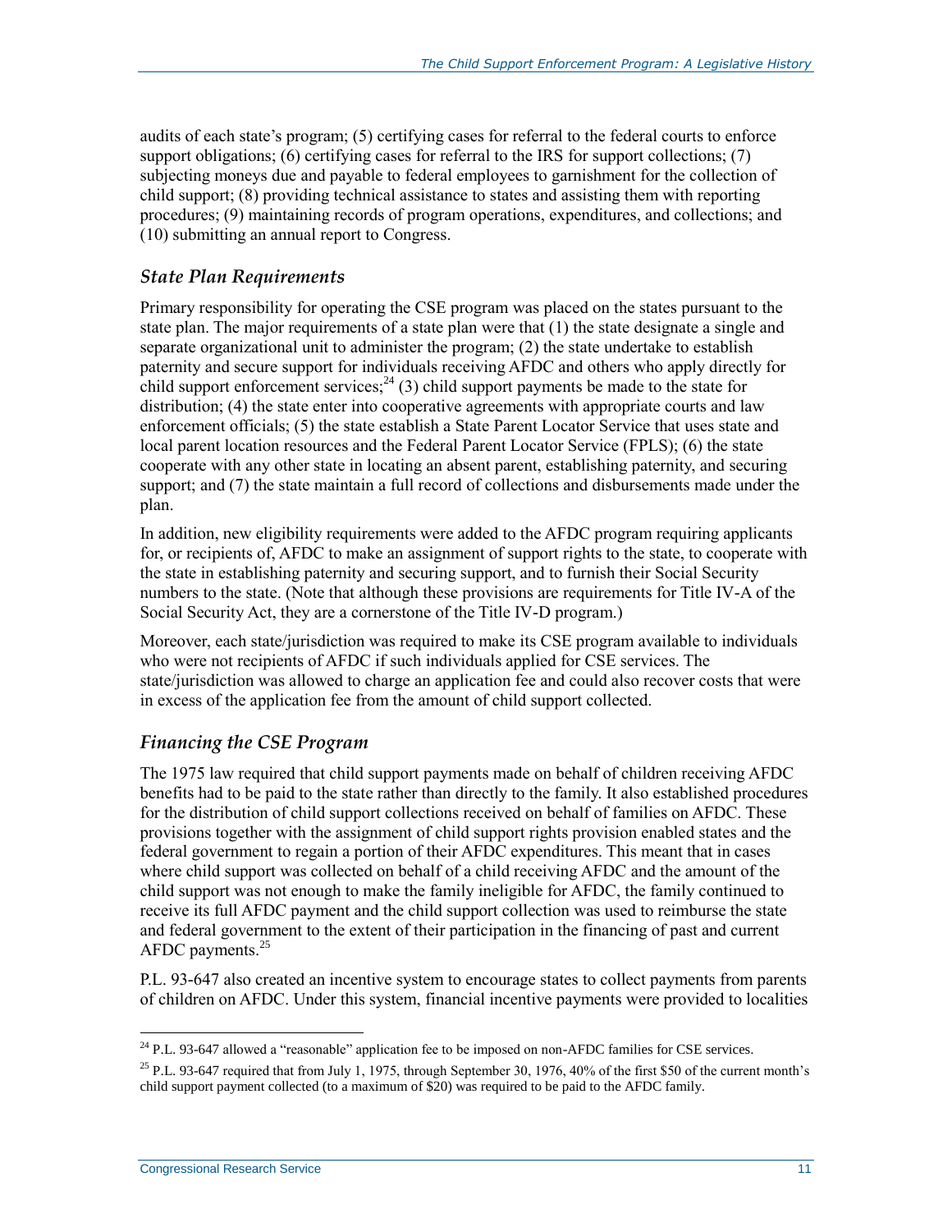audits of each state's program; (5) certifying cases for referral to the federal courts to enforce support obligations; (6) certifying cases for referral to the IRS for support collections; (7) subjecting moneys due and payable to federal employees to garnishment for the collection of child support; (8) providing technical assistance to states and assisting them with reporting procedures; (9) maintaining records of program operations, expenditures, and collections; and (10) submitting an annual report to Congress.

### *State Plan Requirements*

Primary responsibility for operating the CSE program was placed on the states pursuant to the state plan. The major requirements of a state plan were that (1) the state designate a single and separate organizational unit to administer the program; (2) the state undertake to establish paternity and secure support for individuals receiving AFDC and others who apply directly for child support enforcement services;[24] (3) child support payments be made to the state for distribution; (4) the state enter into cooperative agreements with appropriate courts and law enforcement officials; (5) the state establish a State Parent Locator Service that uses state and local parent location resources and the Federal Parent Locator Service (FPLS); (6) the state cooperate with any other state in locating an absent parent, establishing paternity, and securing support; and (7) the state maintain a full record of collections and disbursements made under the plan.

In addition, new eligibility requirements were added to the AFDC program requiring applicants for, or recipients of, AFDC to make an assignment of support rights to the state, to cooperate with the state in establishing paternity and securing support, and to furnish their Social Security numbers to the state. (Note that although these provisions are requirements for Title IV-A of the Social Security Act, they are a cornerstone of the Title IV-D program.)

Moreover, each state/jurisdiction was required to make its CSE program available to individuals who were not recipients of AFDC if such individuals applied for CSE services. The state/jurisdiction was allowed to charge an application fee and could also recover costs that were in excess of the application fee from the amount of child support collected.

### *Financing the CSE Program*

The 1975 law required that child support payments made on behalf of children receiving AFDC benefits had to be paid to the state rather than directly to the family. It also established procedures for the distribution of child support collections received on behalf of families on AFDC. These provisions together with the assignment of child support rights provision enabled states and the federal government to regain a portion of their AFDC expenditures. This meant that in cases where child support was collected on behalf of a child receiving AFDC and the amount of the child support was not enough to make the family ineligible for AFDC, the family continued to receive its full AFDC payment and the child support collection was used to reimburse the state and federal government to the extent of their participation in the financing of past and current AFDC payments.[25]

P.L. 93-647 also created an incentive system to encourage states to collect payments from parents of children on AFDC. Under this system, financial incentive payments were provided to localities

---

[24] P.L. 93-647 allowed a "reasonable" application fee to be imposed on non-AFDC families for CSE services.

[25] P.L. 93-647 required that from July 1, 1975, through September 30, 1976, 40% of the first $50 of the current month's child support payment collected (to a maximum of $20) was required to be paid to the AFDC family.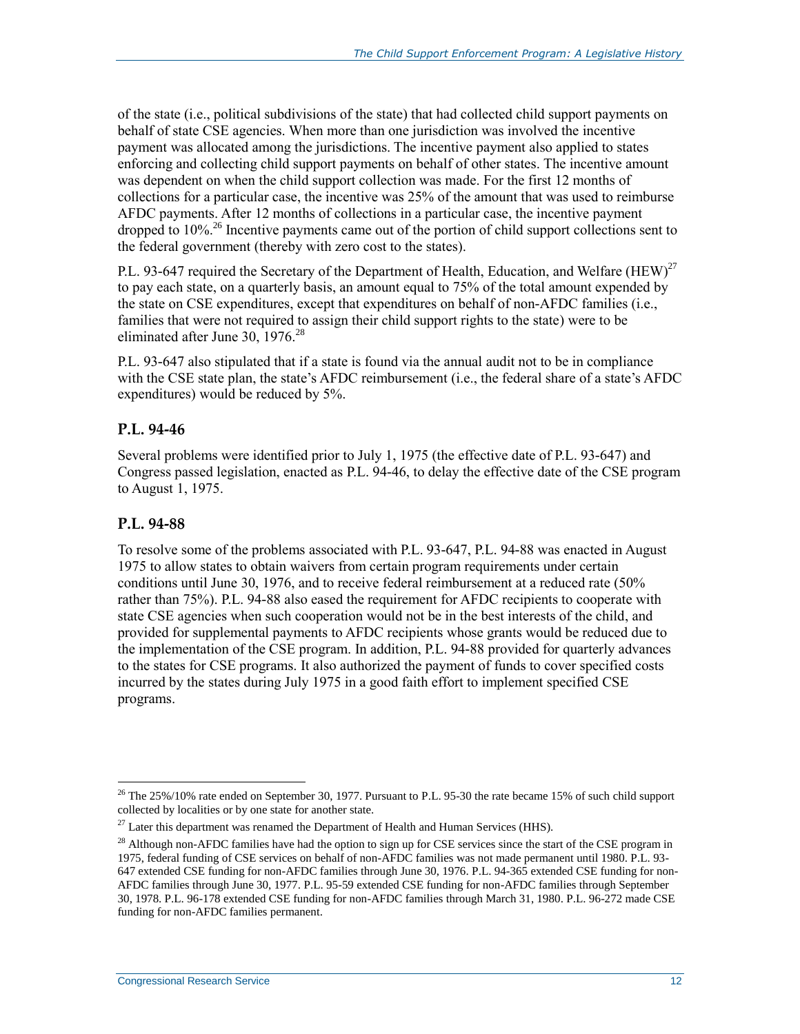of the state (i.e., political subdivisions of the state) that had collected child support payments on behalf of state CSE agencies. When more than one jurisdiction was involved the incentive payment was allocated among the jurisdictions. The incentive payment also applied to states enforcing and collecting child support payments on behalf of other states. The incentive amount was dependent on when the child support collection was made. For the first 12 months of collections for a particular case, the incentive was 25% of the amount that was used to reimburse AFDC payments. After 12 months of collections in a particular case, the incentive payment dropped to 10%.[26] Incentive payments came out of the portion of child support collections sent to the federal government (thereby with zero cost to the states).

P.L. 93-647 required the Secretary of the Department of Health, Education, and Welfare (HEW)[27] to pay each state, on a quarterly basis, an amount equal to 75% of the total amount expended by the state on CSE expenditures, except that expenditures on behalf of non-AFDC families (i.e., families that were not required to assign their child support rights to the state) were to be eliminated after June 30, 1976.[28]

P.L. 93-647 also stipulated that if a state is found via the annual audit not to be in compliance with the CSE state plan, the state's AFDC reimbursement (i.e., the federal share of a state's AFDC expenditures) would be reduced by 5%.

### P.L. 94-46

Several problems were identified prior to July 1, 1975 (the effective date of P.L. 93-647) and Congress passed legislation, enacted as P.L. 94-46, to delay the effective date of the CSE program to August 1, 1975.

### P.L. 94-88

To resolve some of the problems associated with P.L. 93-647, P.L. 94-88 was enacted in August 1975 to allow states to obtain waivers from certain program requirements under certain conditions until June 30, 1976, and to receive federal reimbursement at a reduced rate (50% rather than 75%). P.L. 94-88 also eased the requirement for AFDC recipients to cooperate with state CSE agencies when such cooperation would not be in the best interests of the child, and provided for supplemental payments to AFDC recipients whose grants would be reduced due to the implementation of the CSE program. In addition, P.L. 94-88 provided for quarterly advances to the states for CSE programs. It also authorized the payment of funds to cover specified costs incurred by the states during July 1975 in a good faith effort to implement specified CSE programs.

---

[26] The 25%/10% rate ended on September 30, 1977. Pursuant to P.L. 95-30 the rate became 15% of such child support collected by localities or by one state for another state.

[27] Later this department was renamed the Department of Health and Human Services (HHS).

[28] Although non-AFDC families have had the option to sign up for CSE services since the start of the CSE program in 1975, federal funding of CSE services on behalf of non-AFDC families was not made permanent until 1980. P.L. 93-647 extended CSE funding for non-AFDC families through June 30, 1976. P.L. 94-365 extended CSE funding for non-AFDC families through June 30, 1977. P.L. 95-59 extended CSE funding for non-AFDC families through September 30, 1978. P.L. 96-178 extended CSE funding for non-AFDC families through March 31, 1980. P.L. 96-272 made CSE funding for non-AFDC families permanent.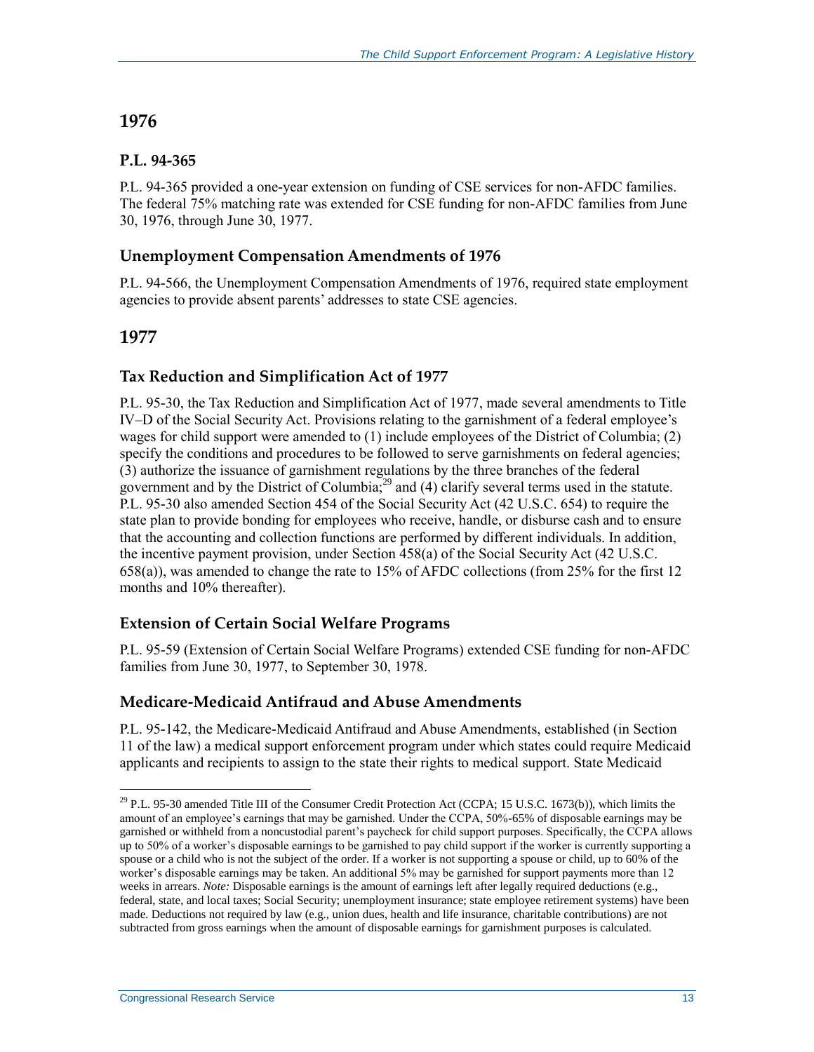## 1976

### P.L. 94-365

P.L. 94-365 provided a one-year extension on funding of CSE services for non-AFDC families. The federal 75% matching rate was extended for CSE funding for non-AFDC families from June 30, 1976, through June 30, 1977.

### Unemployment Compensation Amendments of 1976

P.L. 94-566, the Unemployment Compensation Amendments of 1976, required state employment agencies to provide absent parents' addresses to state CSE agencies.

## 1977

### Tax Reduction and Simplification Act of 1977

P.L. 95-30, the Tax Reduction and Simplification Act of 1977, made several amendments to Title IV–D of the Social Security Act. Provisions relating to the garnishment of a federal employee's wages for child support were amended to (1) include employees of the District of Columbia; (2) specify the conditions and procedures to be followed to serve garnishments on federal agencies; (3) authorize the issuance of garnishment regulations by the three branches of the federal government and by the District of Columbia;[29] and (4) clarify several terms used in the statute. P.L. 95-30 also amended Section 454 of the Social Security Act (42 U.S.C. 654) to require the state plan to provide bonding for employees who receive, handle, or disburse cash and to ensure that the accounting and collection functions are performed by different individuals. In addition, the incentive payment provision, under Section 458(a) of the Social Security Act (42 U.S.C. 658(a)), was amended to change the rate to 15% of AFDC collections (from 25% for the first 12 months and 10% thereafter).

### Extension of Certain Social Welfare Programs

P.L. 95-59 (Extension of Certain Social Welfare Programs) extended CSE funding for non-AFDC families from June 30, 1977, to September 30, 1978.

### Medicare-Medicaid Antifraud and Abuse Amendments

P.L. 95-142, the Medicare-Medicaid Antifraud and Abuse Amendments, established (in Section 11 of the law) a medical support enforcement program under which states could require Medicaid applicants and recipients to assign to the state their rights to medical support. State Medicaid

---

[29] P.L. 95-30 amended Title III of the Consumer Credit Protection Act (CCPA; 15 U.S.C. 1673(b)), which limits the amount of an employee's earnings that may be garnished. Under the CCPA, 50%-65% of disposable earnings may be garnished or withheld from a noncustodial parent's paycheck for child support purposes. Specifically, the CCPA allows up to 50% of a worker's disposable earnings to be garnished to pay child support if the worker is currently supporting a spouse or a child who is not the subject of the order. If a worker is not supporting a spouse or child, up to 60% of the worker's disposable earnings may be taken. An additional 5% may be garnished for support payments more than 12 weeks in arrears. *Note:* Disposable earnings is the amount of earnings left after legally required deductions (e.g., federal, state, and local taxes; Social Security; unemployment insurance; state employee retirement systems) have been made. Deductions not required by law (e.g., union dues, health and life insurance, charitable contributions) are not subtracted from gross earnings when the amount of disposable earnings for garnishment purposes is calculated.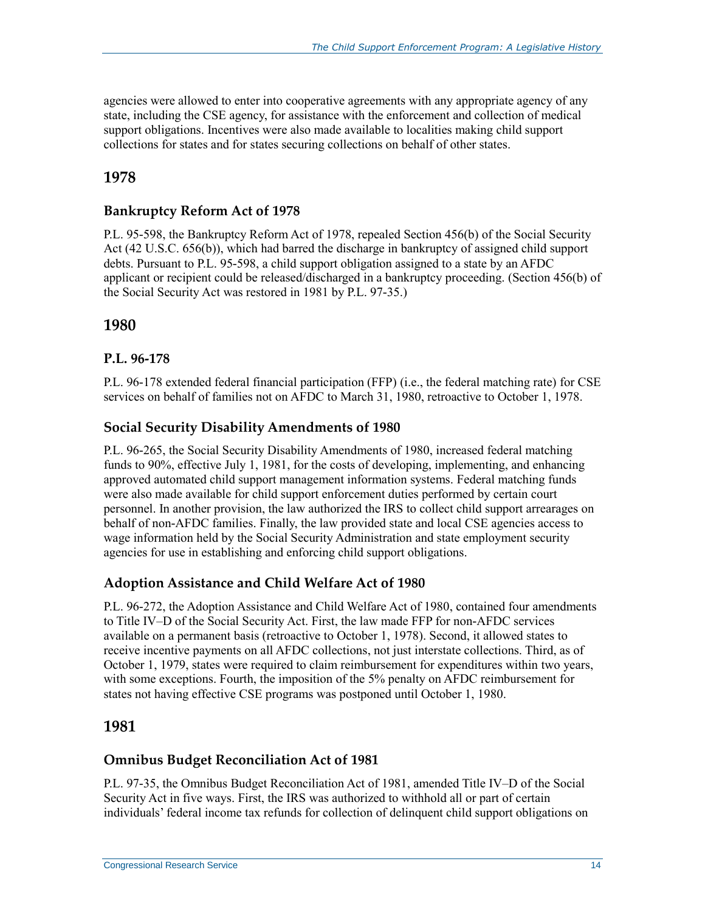agencies were allowed to enter into cooperative agreements with any appropriate agency of any state, including the CSE agency, for assistance with the enforcement and collection of medical support obligations. Incentives were also made available to localities making child support collections for states and for states securing collections on behalf of other states.

## 1978

### Bankruptcy Reform Act of 1978

P.L. 95-598, the Bankruptcy Reform Act of 1978, repealed Section 456(b) of the Social Security Act (42 U.S.C. 656(b)), which had barred the discharge in bankruptcy of assigned child support debts. Pursuant to P.L. 95-598, a child support obligation assigned to a state by an AFDC applicant or recipient could be released/discharged in a bankruptcy proceeding. (Section 456(b) of the Social Security Act was restored in 1981 by P.L. 97-35.)

## 1980

### P.L. 96-178

P.L. 96-178 extended federal financial participation (FFP) (i.e., the federal matching rate) for CSE services on behalf of families not on AFDC to March 31, 1980, retroactive to October 1, 1978.

### Social Security Disability Amendments of 1980

P.L. 96-265, the Social Security Disability Amendments of 1980, increased federal matching funds to 90%, effective July 1, 1981, for the costs of developing, implementing, and enhancing approved automated child support management information systems. Federal matching funds were also made available for child support enforcement duties performed by certain court personnel. In another provision, the law authorized the IRS to collect child support arrearages on behalf of non-AFDC families. Finally, the law provided state and local CSE agencies access to wage information held by the Social Security Administration and state employment security agencies for use in establishing and enforcing child support obligations.

### Adoption Assistance and Child Welfare Act of 1980

P.L. 96-272, the Adoption Assistance and Child Welfare Act of 1980, contained four amendments to Title IV–D of the Social Security Act. First, the law made FFP for non-AFDC services available on a permanent basis (retroactive to October 1, 1978). Second, it allowed states to receive incentive payments on all AFDC collections, not just interstate collections. Third, as of October 1, 1979, states were required to claim reimbursement for expenditures within two years, with some exceptions. Fourth, the imposition of the 5% penalty on AFDC reimbursement for states not having effective CSE programs was postponed until October 1, 1980.

## 1981

### Omnibus Budget Reconciliation Act of 1981

P.L. 97-35, the Omnibus Budget Reconciliation Act of 1981, amended Title IV–D of the Social Security Act in five ways. First, the IRS was authorized to withhold all or part of certain individuals' federal income tax refunds for collection of delinquent child support obligations on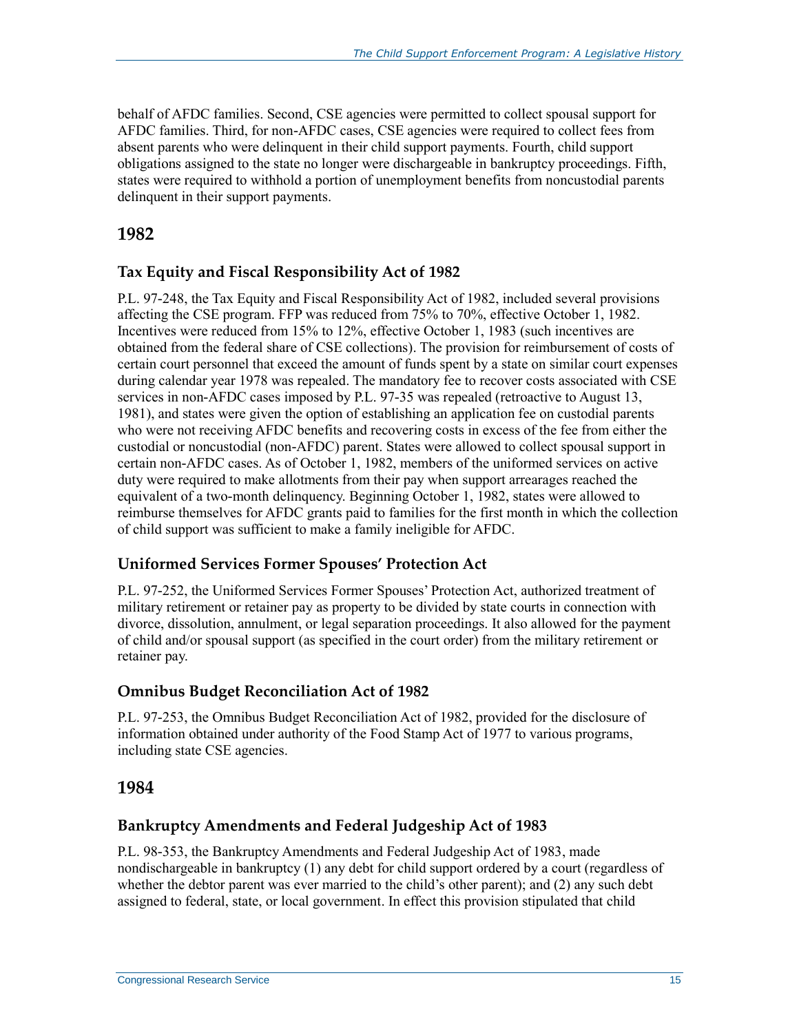behalf of AFDC families. Second, CSE agencies were permitted to collect spousal support for AFDC families. Third, for non-AFDC cases, CSE agencies were required to collect fees from absent parents who were delinquent in their child support payments. Fourth, child support obligations assigned to the state no longer were dischargeable in bankruptcy proceedings. Fifth, states were required to withhold a portion of unemployment benefits from noncustodial parents delinquent in their support payments.

## 1982

### Tax Equity and Fiscal Responsibility Act of 1982

P.L. 97-248, the Tax Equity and Fiscal Responsibility Act of 1982, included several provisions affecting the CSE program. FFP was reduced from 75% to 70%, effective October 1, 1982. Incentives were reduced from 15% to 12%, effective October 1, 1983 (such incentives are obtained from the federal share of CSE collections). The provision for reimbursement of costs of certain court personnel that exceed the amount of funds spent by a state on similar court expenses during calendar year 1978 was repealed. The mandatory fee to recover costs associated with CSE services in non-AFDC cases imposed by P.L. 97-35 was repealed (retroactive to August 13, 1981), and states were given the option of establishing an application fee on custodial parents who were not receiving AFDC benefits and recovering costs in excess of the fee from either the custodial or noncustodial (non-AFDC) parent. States were allowed to collect spousal support in certain non-AFDC cases. As of October 1, 1982, members of the uniformed services on active duty were required to make allotments from their pay when support arrearages reached the equivalent of a two-month delinquency. Beginning October 1, 1982, states were allowed to reimburse themselves for AFDC grants paid to families for the first month in which the collection of child support was sufficient to make a family ineligible for AFDC.

### Uniformed Services Former Spouses' Protection Act

P.L. 97-252, the Uniformed Services Former Spouses' Protection Act, authorized treatment of military retirement or retainer pay as property to be divided by state courts in connection with divorce, dissolution, annulment, or legal separation proceedings. It also allowed for the payment of child and/or spousal support (as specified in the court order) from the military retirement or retainer pay.

### Omnibus Budget Reconciliation Act of 1982

P.L. 97-253, the Omnibus Budget Reconciliation Act of 1982, provided for the disclosure of information obtained under authority of the Food Stamp Act of 1977 to various programs, including state CSE agencies.

## 1984

### Bankruptcy Amendments and Federal Judgeship Act of 1983

P.L. 98-353, the Bankruptcy Amendments and Federal Judgeship Act of 1983, made nondischargeable in bankruptcy (1) any debt for child support ordered by a court (regardless of whether the debtor parent was ever married to the child's other parent); and (2) any such debt assigned to federal, state, or local government. In effect this provision stipulated that child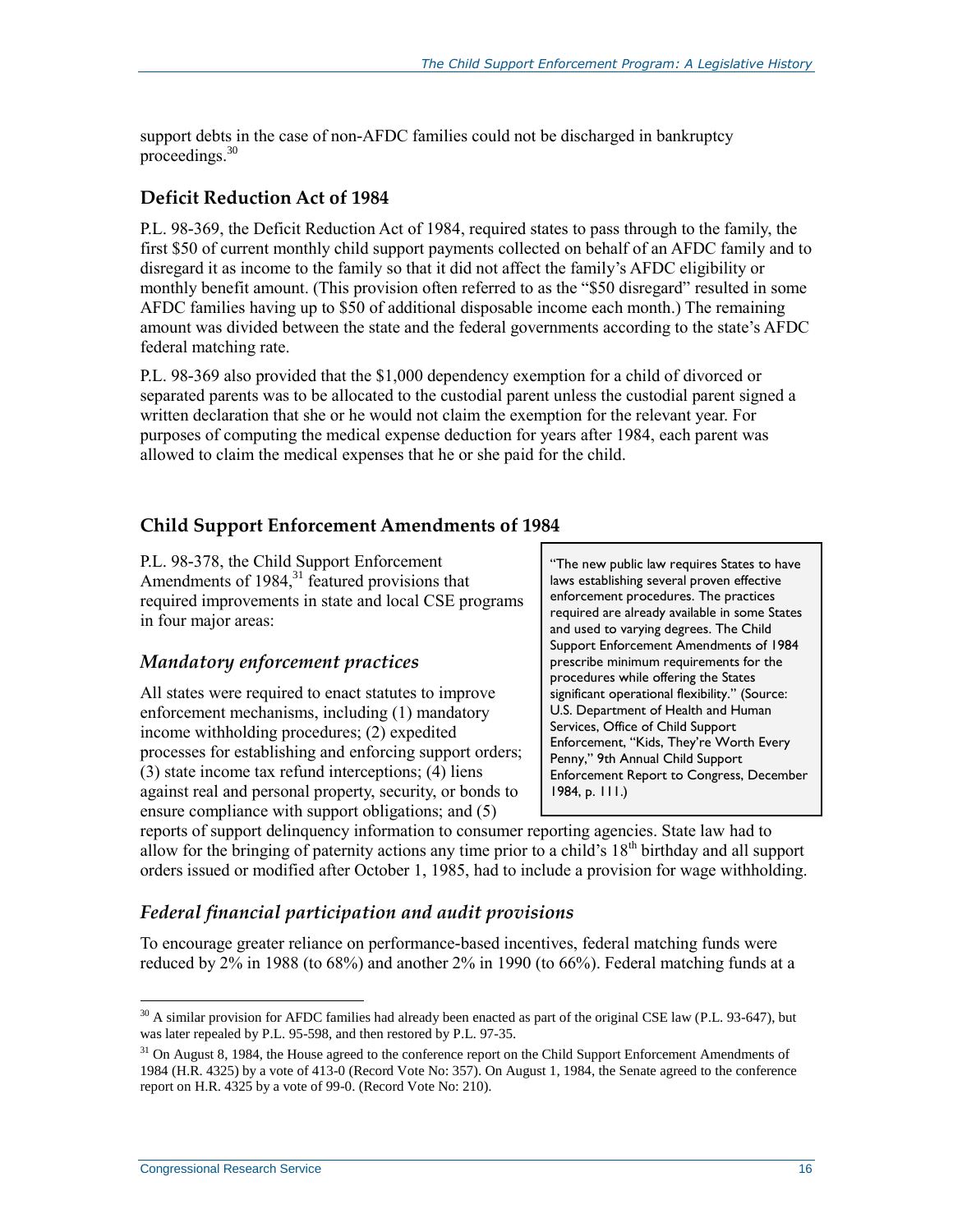support debts in the case of non-AFDC families could not be discharged in bankruptcy proceedings.[30]

### Deficit Reduction Act of 1984

P.L. 98-369, the Deficit Reduction Act of 1984, required states to pass through to the family, the first $50 of current monthly child support payments collected on behalf of an AFDC family and to disregard it as income to the family so that it did not affect the family's AFDC eligibility or monthly benefit amount. (This provision often referred to as the "$50 disregard" resulted in some AFDC families having up to $50 of additional disposable income each month.) The remaining amount was divided between the state and the federal governments according to the state's AFDC federal matching rate.

P.L. 98-369 also provided that the $1,000 dependency exemption for a child of divorced or separated parents was to be allocated to the custodial parent unless the custodial parent signed a written declaration that she or he would not claim the exemption for the relevant year. For purposes of computing the medical expense deduction for years after 1984, each parent was allowed to claim the medical expenses that he or she paid for the child.

### Child Support Enforcement Amendments of 1984

P.L. 98-378, the Child Support Enforcement Amendments of 1984,[31] featured provisions that required improvements in state and local CSE programs in four major areas:

> "The new public law requires States to have laws establishing several proven effective enforcement procedures. The practices required are already available in some States and used to varying degrees. The Child Support Enforcement Amendments of 1984 prescribe minimum requirements for the procedures while offering the States significant operational flexibility." (Source: U.S. Department of Health and Human Services, Office of Child Support Enforcement, "Kids, They're Worth Every Penny," 9th Annual Child Support Enforcement Report to Congress, December 1984, p. 111.)

#### *Mandatory enforcement practices*

All states were required to enact statutes to improve enforcement mechanisms, including (1) mandatory income withholding procedures; (2) expedited processes for establishing and enforcing support orders; (3) state income tax refund interceptions; (4) liens against real and personal property, security, or bonds to ensure compliance with support obligations; and (5) reports of support delinquency information to consumer reporting agencies. State law had to allow for the bringing of paternity actions any time prior to a child's 18th birthday and all support orders issued or modified after October 1, 1985, had to include a provision for wage withholding.

#### *Federal financial participation and audit provisions*

To encourage greater reliance on performance-based incentives, federal matching funds were reduced by 2% in 1988 (to 68%) and another 2% in 1990 (to 66%). Federal matching funds at a

---

[30] A similar provision for AFDC families had already been enacted as part of the original CSE law (P.L. 93-647), but was later repealed by P.L. 95-598, and then restored by P.L. 97-35.

[31] On August 8, 1984, the House agreed to the conference report on the Child Support Enforcement Amendments of 1984 (H.R. 4325) by a vote of 413-0 (Record Vote No: 357). On August 1, 1984, the Senate agreed to the conference report on H.R. 4325 by a vote of 99-0. (Record Vote No: 210).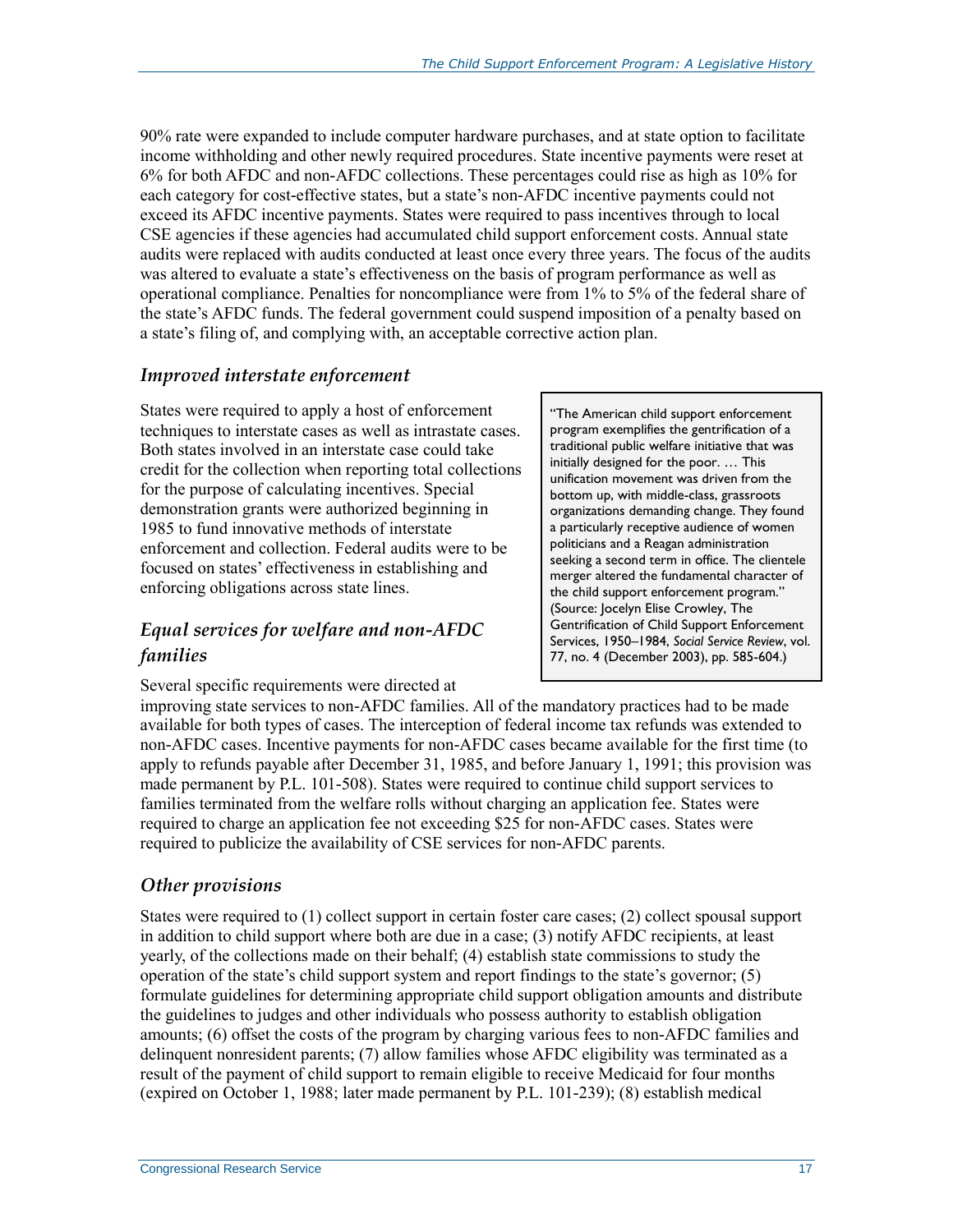90% rate were expanded to include computer hardware purchases, and at state option to facilitate income withholding and other newly required procedures. State incentive payments were reset at 6% for both AFDC and non-AFDC collections. These percentages could rise as high as 10% for each category for cost-effective states, but a state's non-AFDC incentive payments could not exceed its AFDC incentive payments. States were required to pass incentives through to local CSE agencies if these agencies had accumulated child support enforcement costs. Annual state audits were replaced with audits conducted at least once every three years. The focus of the audits was altered to evaluate a state's effectiveness on the basis of program performance as well as operational compliance. Penalties for noncompliance were from 1% to 5% of the federal share of the state's AFDC funds. The federal government could suspend imposition of a penalty based on a state's filing of, and complying with, an acceptable corrective action plan.

### *Improved interstate enforcement*

States were required to apply a host of enforcement techniques to interstate cases as well as intrastate cases. Both states involved in an interstate case could take credit for the collection when reporting total collections for the purpose of calculating incentives. Special demonstration grants were authorized beginning in 1985 to fund innovative methods of interstate enforcement and collection. Federal audits were to be focused on states' effectiveness in establishing and enforcing obligations across state lines.

> "The American child support enforcement program exemplifies the gentrification of a traditional public welfare initiative that was initially designed for the poor. … This unification movement was driven from the bottom up, with middle-class, grassroots organizations demanding change. They found a particularly receptive audience of women politicians and a Reagan administration seeking a second term in office. The clientele merger altered the fundamental character of the child support enforcement program." (Source: Jocelyn Elise Crowley, The Gentrification of Child Support Enforcement Services, 1950–1984, *Social Service Review*, vol. 77, no. 4 (December 2003), pp. 585-604.)

### *Equal services for welfare and non-AFDC families*

Several specific requirements were directed at improving state services to non-AFDC families. All of the mandatory practices had to be made available for both types of cases. The interception of federal income tax refunds was extended to non-AFDC cases. Incentive payments for non-AFDC cases became available for the first time (to apply to refunds payable after December 31, 1985, and before January 1, 1991; this provision was made permanent by P.L. 101-508). States were required to continue child support services to families terminated from the welfare rolls without charging an application fee. States were required to charge an application fee not exceeding $25 for non-AFDC cases. States were required to publicize the availability of CSE services for non-AFDC parents.

### *Other provisions*

States were required to (1) collect support in certain foster care cases; (2) collect spousal support in addition to child support where both are due in a case; (3) notify AFDC recipients, at least yearly, of the collections made on their behalf; (4) establish state commissions to study the operation of the state's child support system and report findings to the state's governor; (5) formulate guidelines for determining appropriate child support obligation amounts and distribute the guidelines to judges and other individuals who possess authority to establish obligation amounts; (6) offset the costs of the program by charging various fees to non-AFDC families and delinquent nonresident parents; (7) allow families whose AFDC eligibility was terminated as a result of the payment of child support to remain eligible to receive Medicaid for four months (expired on October 1, 1988; later made permanent by P.L. 101-239); (8) establish medical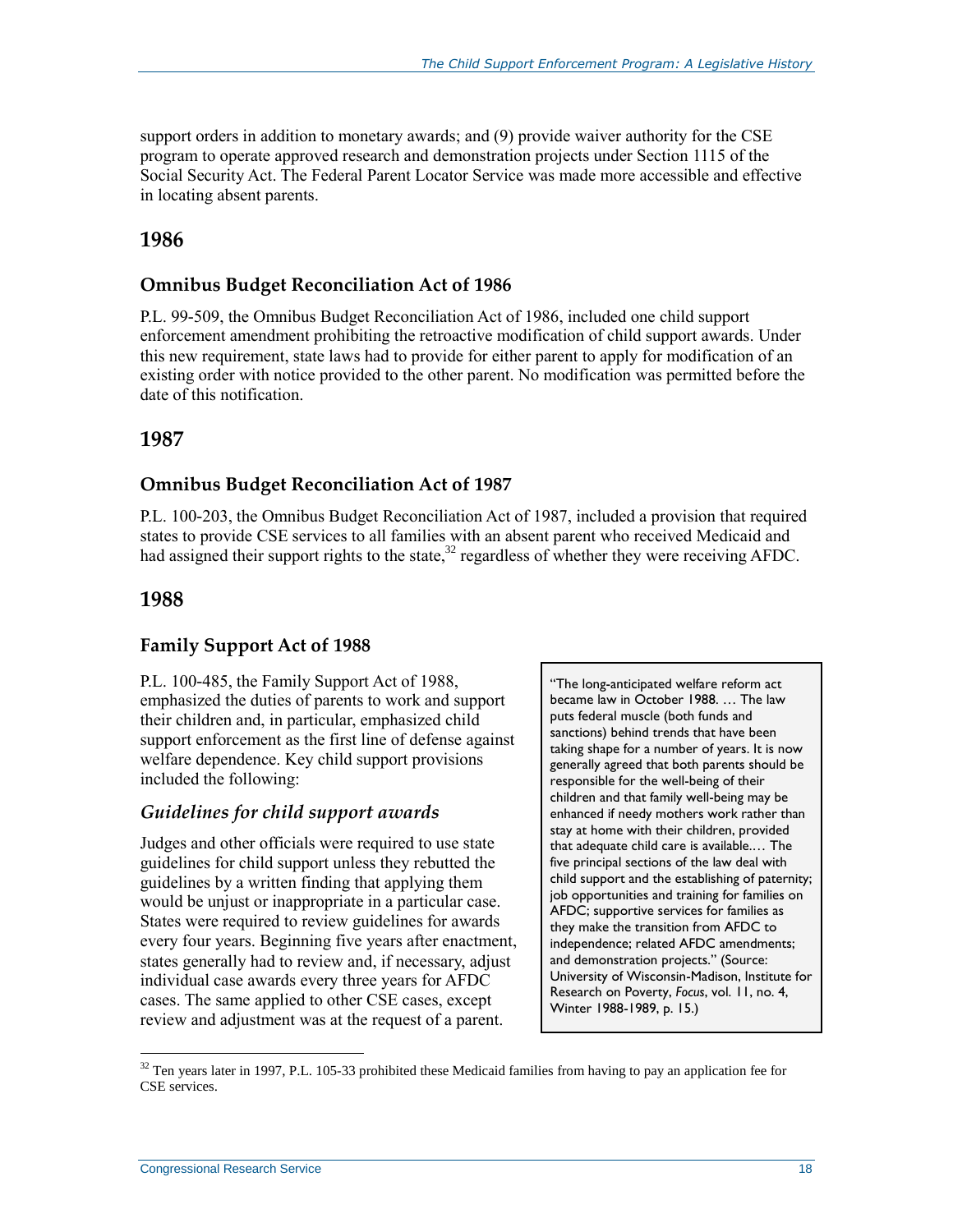support orders in addition to monetary awards; and (9) provide waiver authority for the CSE program to operate approved research and demonstration projects under Section 1115 of the Social Security Act. The Federal Parent Locator Service was made more accessible and effective in locating absent parents.

## 1986

### Omnibus Budget Reconciliation Act of 1986

P.L. 99-509, the Omnibus Budget Reconciliation Act of 1986, included one child support enforcement amendment prohibiting the retroactive modification of child support awards. Under this new requirement, state laws had to provide for either parent to apply for modification of an existing order with notice provided to the other parent. No modification was permitted before the date of this notification.

## 1987

### Omnibus Budget Reconciliation Act of 1987

P.L. 100-203, the Omnibus Budget Reconciliation Act of 1987, included a provision that required states to provide CSE services to all families with an absent parent who received Medicaid and had assigned their support rights to the state,[32] regardless of whether they were receiving AFDC.

## 1988

### Family Support Act of 1988

P.L. 100-485, the Family Support Act of 1988, emphasized the duties of parents to work and support their children and, in particular, emphasized child support enforcement as the first line of defense against welfare dependence. Key child support provisions included the following:

> "The long-anticipated welfare reform act became law in October 1988. … The law puts federal muscle (both funds and sanctions) behind trends that have been taking shape for a number of years. It is now generally agreed that both parents should be responsible for the well-being of their children and that family well-being may be enhanced if needy mothers work rather than stay at home with their children, provided that adequate child care is available.… The five principal sections of the law deal with child support and the establishing of paternity; job opportunities and training for families on AFDC; supportive services for families as they make the transition from AFDC to independence; related AFDC amendments; and demonstration projects." (Source: University of Wisconsin-Madison, Institute for Research on Poverty, *Focus*, vol. 11, no. 4, Winter 1988-1989, p. 15.)

#### *Guidelines for child support awards*

Judges and other officials were required to use state guidelines for child support unless they rebutted the guidelines by a written finding that applying them would be unjust or inappropriate in a particular case. States were required to review guidelines for awards every four years. Beginning five years after enactment, states generally had to review and, if necessary, adjust individual case awards every three years for AFDC cases. The same applied to other CSE cases, except review and adjustment was at the request of a parent.

[32] Ten years later in 1997, P.L. 105-33 prohibited these Medicaid families from having to pay an application fee for CSE services.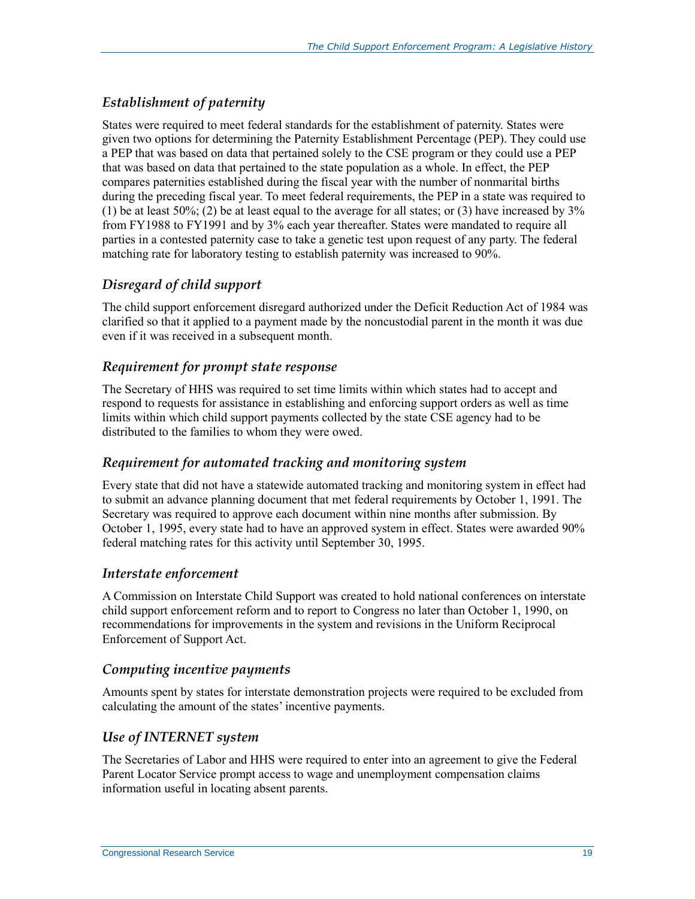### *Establishment of paternity*

States were required to meet federal standards for the establishment of paternity. States were given two options for determining the Paternity Establishment Percentage (PEP). They could use a PEP that was based on data that pertained solely to the CSE program or they could use a PEP that was based on data that pertained to the state population as a whole. In effect, the PEP compares paternities established during the fiscal year with the number of nonmarital births during the preceding fiscal year. To meet federal requirements, the PEP in a state was required to (1) be at least 50%; (2) be at least equal to the average for all states; or (3) have increased by 3% from FY1988 to FY1991 and by 3% each year thereafter. States were mandated to require all parties in a contested paternity case to take a genetic test upon request of any party. The federal matching rate for laboratory testing to establish paternity was increased to 90%.

### *Disregard of child support*

The child support enforcement disregard authorized under the Deficit Reduction Act of 1984 was clarified so that it applied to a payment made by the noncustodial parent in the month it was due even if it was received in a subsequent month.

### *Requirement for prompt state response*

The Secretary of HHS was required to set time limits within which states had to accept and respond to requests for assistance in establishing and enforcing support orders as well as time limits within which child support payments collected by the state CSE agency had to be distributed to the families to whom they were owed.

### *Requirement for automated tracking and monitoring system*

Every state that did not have a statewide automated tracking and monitoring system in effect had to submit an advance planning document that met federal requirements by October 1, 1991. The Secretary was required to approve each document within nine months after submission. By October 1, 1995, every state had to have an approved system in effect. States were awarded 90% federal matching rates for this activity until September 30, 1995.

### *Interstate enforcement*

A Commission on Interstate Child Support was created to hold national conferences on interstate child support enforcement reform and to report to Congress no later than October 1, 1990, on recommendations for improvements in the system and revisions in the Uniform Reciprocal Enforcement of Support Act.

### *Computing incentive payments*

Amounts spent by states for interstate demonstration projects were required to be excluded from calculating the amount of the states' incentive payments.

### *Use of INTERNET system*

The Secretaries of Labor and HHS were required to enter into an agreement to give the Federal Parent Locator Service prompt access to wage and unemployment compensation claims information useful in locating absent parents.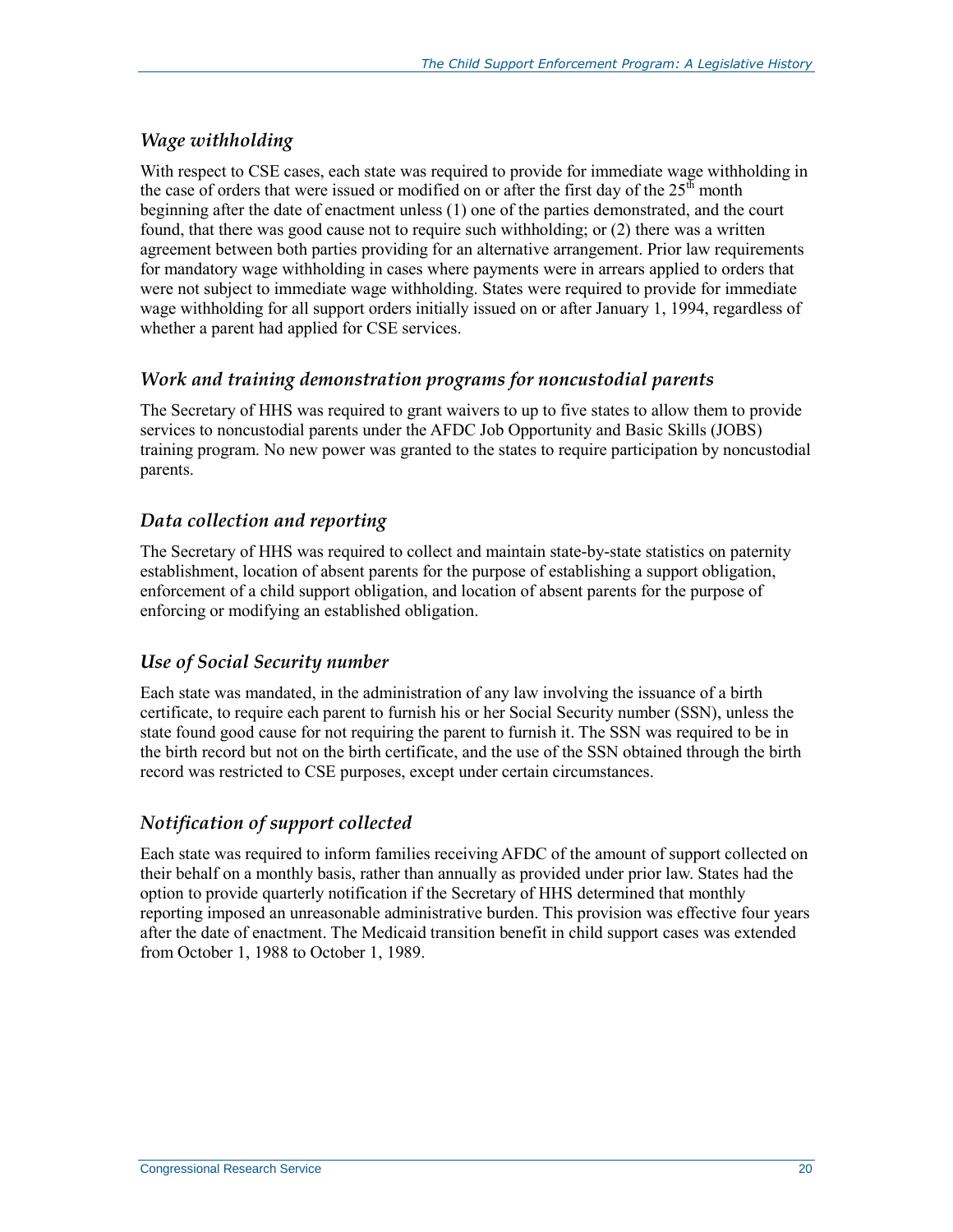### *Wage withholding*

With respect to CSE cases, each state was required to provide for immediate wage withholding in the case of orders that were issued or modified on or after the first day of the 25th month beginning after the date of enactment unless (1) one of the parties demonstrated, and the court found, that there was good cause not to require such withholding; or (2) there was a written agreement between both parties providing for an alternative arrangement. Prior law requirements for mandatory wage withholding in cases where payments were in arrears applied to orders that were not subject to immediate wage withholding. States were required to provide for immediate wage withholding for all support orders initially issued on or after January 1, 1994, regardless of whether a parent had applied for CSE services.

### *Work and training demonstration programs for noncustodial parents*

The Secretary of HHS was required to grant waivers to up to five states to allow them to provide services to noncustodial parents under the AFDC Job Opportunity and Basic Skills (JOBS) training program. No new power was granted to the states to require participation by noncustodial parents.

### *Data collection and reporting*

The Secretary of HHS was required to collect and maintain state-by-state statistics on paternity establishment, location of absent parents for the purpose of establishing a support obligation, enforcement of a child support obligation, and location of absent parents for the purpose of enforcing or modifying an established obligation.

### *Use of Social Security number*

Each state was mandated, in the administration of any law involving the issuance of a birth certificate, to require each parent to furnish his or her Social Security number (SSN), unless the state found good cause for not requiring the parent to furnish it. The SSN was required to be in the birth record but not on the birth certificate, and the use of the SSN obtained through the birth record was restricted to CSE purposes, except under certain circumstances.

### *Notification of support collected*

Each state was required to inform families receiving AFDC of the amount of support collected on their behalf on a monthly basis, rather than annually as provided under prior law. States had the option to provide quarterly notification if the Secretary of HHS determined that monthly reporting imposed an unreasonable administrative burden. This provision was effective four years after the date of enactment. The Medicaid transition benefit in child support cases was extended from October 1, 1988 to October 1, 1989.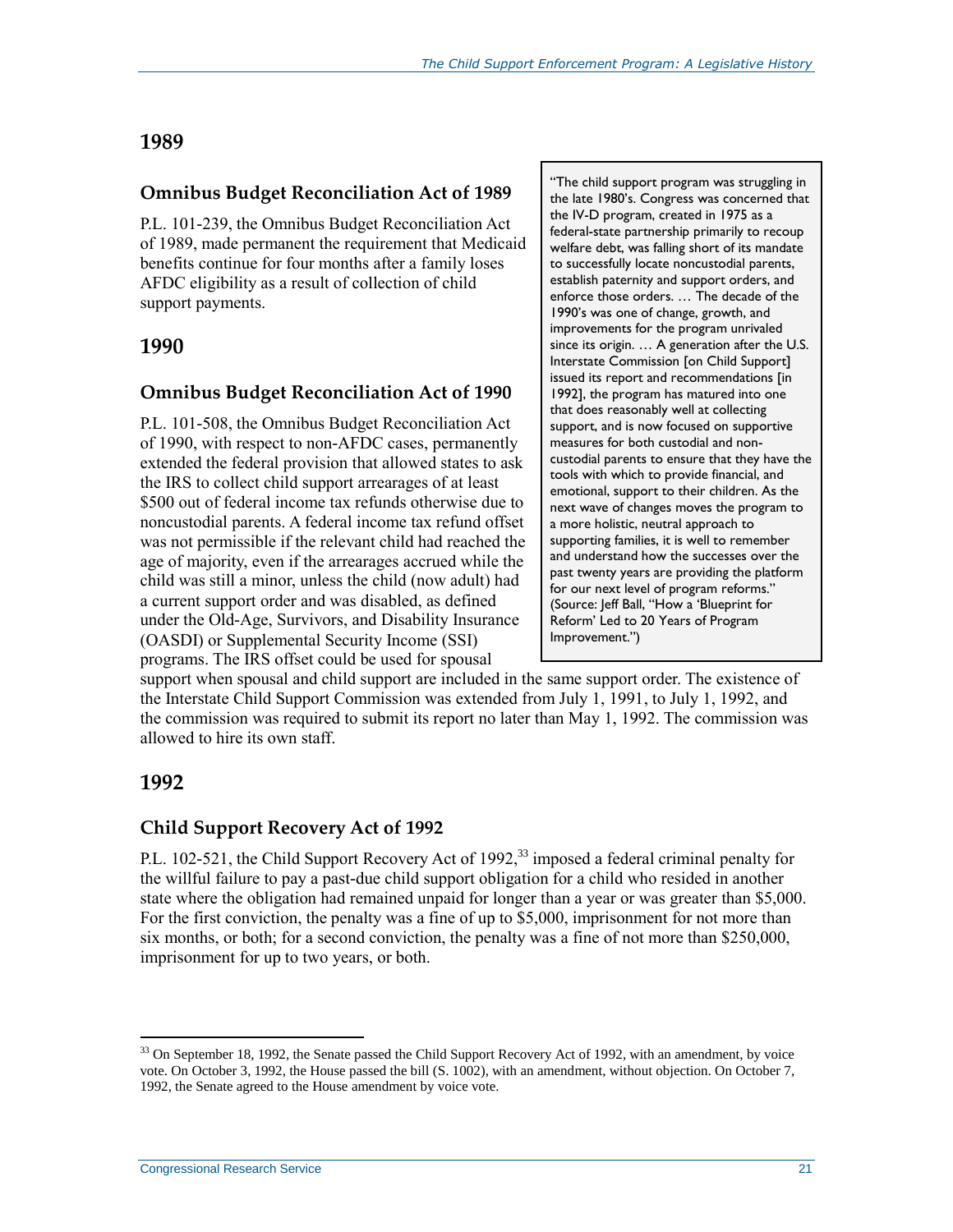## 1989

### Omnibus Budget Reconciliation Act of 1989

P.L. 101-239, the Omnibus Budget Reconciliation Act of 1989, made permanent the requirement that Medicaid benefits continue for four months after a family loses AFDC eligibility as a result of collection of child support payments.

> "The child support program was struggling in the late 1980's. Congress was concerned that the IV-D program, created in 1975 as a federal-state partnership primarily to recoup welfare debt, was falling short of its mandate to successfully locate noncustodial parents, establish paternity and support orders, and enforce those orders. … The decade of the 1990's was one of change, growth, and improvements for the program unrivaled since its origin. … A generation after the U.S. Interstate Commission [on Child Support] issued its report and recommendations [in 1992], the program has matured into one that does reasonably well at collecting support, and is now focused on supportive measures for both custodial and non-custodial parents to ensure that they have the tools with which to provide financial, and emotional, support to their children. As the next wave of changes moves the program to a more holistic, neutral approach to supporting families, it is well to remember and understand how the successes over the past twenty years are providing the platform for our next level of program reforms." (Source: Jeff Ball, "How a 'Blueprint for Reform' Led to 20 Years of Program Improvement.")

## 1990

### Omnibus Budget Reconciliation Act of 1990

P.L. 101-508, the Omnibus Budget Reconciliation Act of 1990, with respect to non-AFDC cases, permanently extended the federal provision that allowed states to ask the IRS to collect child support arrearages of at least $500 out of federal income tax refunds otherwise due to noncustodial parents. A federal income tax refund offset was not permissible if the relevant child had reached the age of majority, even if the arrearages accrued while the child was still a minor, unless the child (now adult) had a current support order and was disabled, as defined under the Old-Age, Survivors, and Disability Insurance (OASDI) or Supplemental Security Income (SSI) programs. The IRS offset could be used for spousal support when spousal and child support are included in the same support order. The existence of the Interstate Child Support Commission was extended from July 1, 1991, to July 1, 1992, and the commission was required to submit its report no later than May 1, 1992. The commission was allowed to hire its own staff.

## 1992

### Child Support Recovery Act of 1992

P.L. 102-521, the Child Support Recovery Act of 1992,[33] imposed a federal criminal penalty for the willful failure to pay a past-due child support obligation for a child who resided in another state where the obligation had remained unpaid for longer than a year or was greater than $5,000. For the first conviction, the penalty was a fine of up to $5,000, imprisonment for not more than six months, or both; for a second conviction, the penalty was a fine of not more than $250,000, imprisonment for up to two years, or both.

---

[33] On September 18, 1992, the Senate passed the Child Support Recovery Act of 1992, with an amendment, by voice vote. On October 3, 1992, the House passed the bill (S. 1002), with an amendment, without objection. On October 7, 1992, the Senate agreed to the House amendment by voice vote.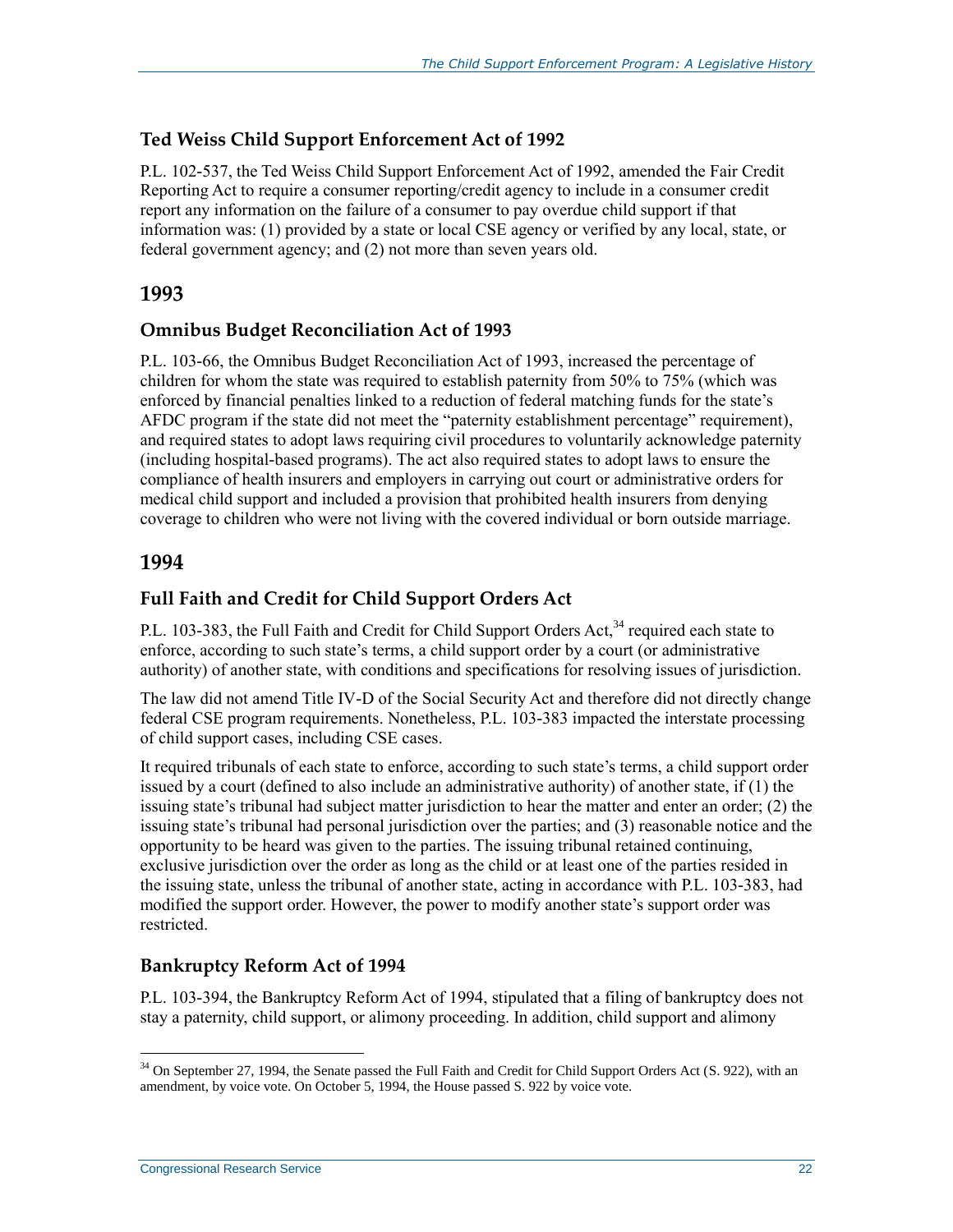### Ted Weiss Child Support Enforcement Act of 1992

P.L. 102-537, the Ted Weiss Child Support Enforcement Act of 1992, amended the Fair Credit Reporting Act to require a consumer reporting/credit agency to include in a consumer credit report any information on the failure of a consumer to pay overdue child support if that information was: (1) provided by a state or local CSE agency or verified by any local, state, or federal government agency; and (2) not more than seven years old.

## 1993

### Omnibus Budget Reconciliation Act of 1993

P.L. 103-66, the Omnibus Budget Reconciliation Act of 1993, increased the percentage of children for whom the state was required to establish paternity from 50% to 75% (which was enforced by financial penalties linked to a reduction of federal matching funds for the state's AFDC program if the state did not meet the "paternity establishment percentage" requirement), and required states to adopt laws requiring civil procedures to voluntarily acknowledge paternity (including hospital-based programs). The act also required states to adopt laws to ensure the compliance of health insurers and employers in carrying out court or administrative orders for medical child support and included a provision that prohibited health insurers from denying coverage to children who were not living with the covered individual or born outside marriage.

## 1994

### Full Faith and Credit for Child Support Orders Act

P.L. 103-383, the Full Faith and Credit for Child Support Orders Act,[34] required each state to enforce, according to such state's terms, a child support order by a court (or administrative authority) of another state, with conditions and specifications for resolving issues of jurisdiction.

The law did not amend Title IV-D of the Social Security Act and therefore did not directly change federal CSE program requirements. Nonetheless, P.L. 103-383 impacted the interstate processing of child support cases, including CSE cases.

It required tribunals of each state to enforce, according to such state's terms, a child support order issued by a court (defined to also include an administrative authority) of another state, if (1) the issuing state's tribunal had subject matter jurisdiction to hear the matter and enter an order; (2) the issuing state's tribunal had personal jurisdiction over the parties; and (3) reasonable notice and the opportunity to be heard was given to the parties. The issuing tribunal retained continuing, exclusive jurisdiction over the order as long as the child or at least one of the parties resided in the issuing state, unless the tribunal of another state, acting in accordance with P.L. 103-383, had modified the support order. However, the power to modify another state's support order was restricted.

### Bankruptcy Reform Act of 1994

P.L. 103-394, the Bankruptcy Reform Act of 1994, stipulated that a filing of bankruptcy does not stay a paternity, child support, or alimony proceeding. In addition, child support and alimony

---

[34] On September 27, 1994, the Senate passed the Full Faith and Credit for Child Support Orders Act (S. 922), with an amendment, by voice vote. On October 5, 1994, the House passed S. 922 by voice vote.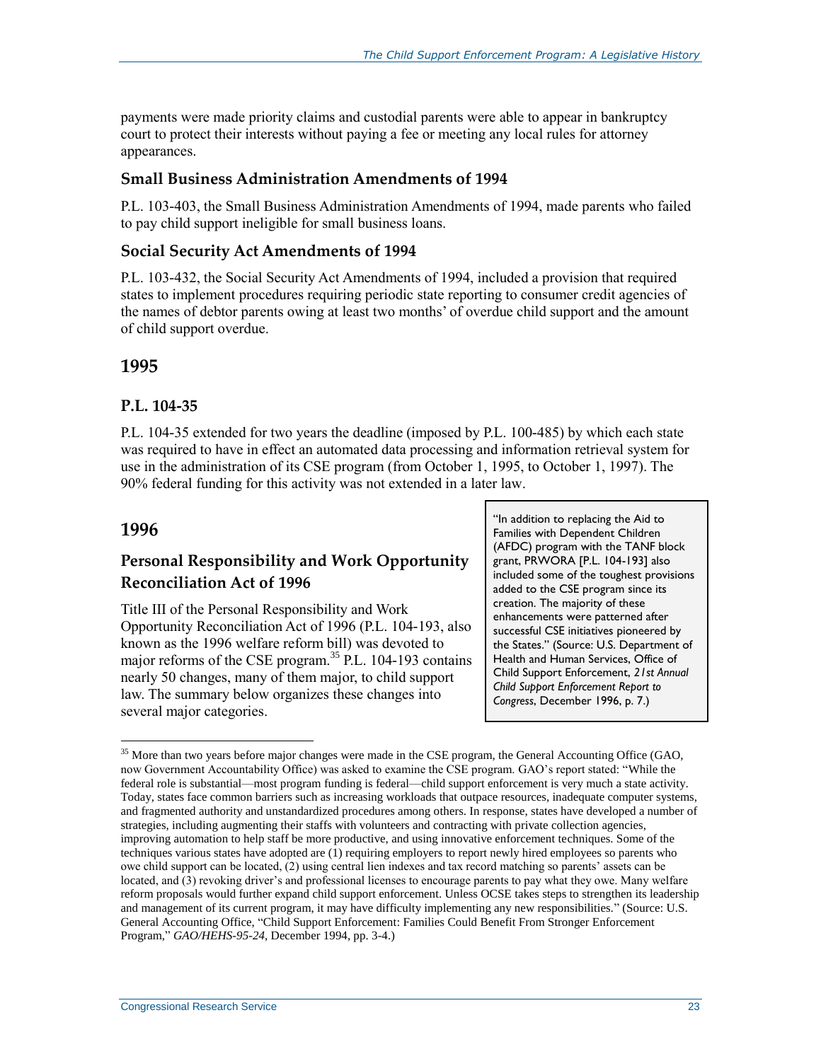payments were made priority claims and custodial parents were able to appear in bankruptcy court to protect their interests without paying a fee or meeting any local rules for attorney appearances.

### Small Business Administration Amendments of 1994

P.L. 103-403, the Small Business Administration Amendments of 1994, made parents who failed to pay child support ineligible for small business loans.

### Social Security Act Amendments of 1994

P.L. 103-432, the Social Security Act Amendments of 1994, included a provision that required states to implement procedures requiring periodic state reporting to consumer credit agencies of the names of debtor parents owing at least two months' of overdue child support and the amount of child support overdue.

## 1995

### P.L. 104-35

P.L. 104-35 extended for two years the deadline (imposed by P.L. 100-485) by which each state was required to have in effect an automated data processing and information retrieval system for use in the administration of its CSE program (from October 1, 1995, to October 1, 1997). The 90% federal funding for this activity was not extended in a later law.

## 1996

### Personal Responsibility and Work Opportunity Reconciliation Act of 1996

Title III of the Personal Responsibility and Work Opportunity Reconciliation Act of 1996 (P.L. 104-193, also known as the 1996 welfare reform bill) was devoted to major reforms of the CSE program.[35] P.L. 104-193 contains nearly 50 changes, many of them major, to child support law. The summary below organizes these changes into several major categories.

> "In addition to replacing the Aid to Families with Dependent Children (AFDC) program with the TANF block grant, PRWORA [P.L. 104-193] also included some of the toughest provisions added to the CSE program since its creation. The majority of these enhancements were patterned after successful CSE initiatives pioneered by the States." (Source: U.S. Department of Health and Human Services, Office of Child Support Enforcement, *21st Annual Child Support Enforcement Report to Congress*, December 1996, p. 7.)

[35] More than two years before major changes were made in the CSE program, the General Accounting Office (GAO, now Government Accountability Office) was asked to examine the CSE program. GAO's report stated: "While the federal role is substantial—most program funding is federal—child support enforcement is very much a state activity. Today, states face common barriers such as increasing workloads that outpace resources, inadequate computer systems, and fragmented authority and unstandardized procedures among others. In response, states have developed a number of strategies, including augmenting their staffs with volunteers and contracting with private collection agencies, improving automation to help staff be more productive, and using innovative enforcement techniques. Some of the techniques various states have adopted are (1) requiring employers to report newly hired employees so parents who owe child support can be located, (2) using central lien indexes and tax record matching so parents' assets can be located, and (3) revoking driver's and professional licenses to encourage parents to pay what they owe. Many welfare reform proposals would further expand child support enforcement. Unless OCSE takes steps to strengthen its leadership and management of its current program, it may have difficulty implementing any new responsibilities." (Source: U.S. General Accounting Office, "Child Support Enforcement: Families Could Benefit From Stronger Enforcement Program," *GAO/HEHS-95-24*, December 1994, pp. 3-4.)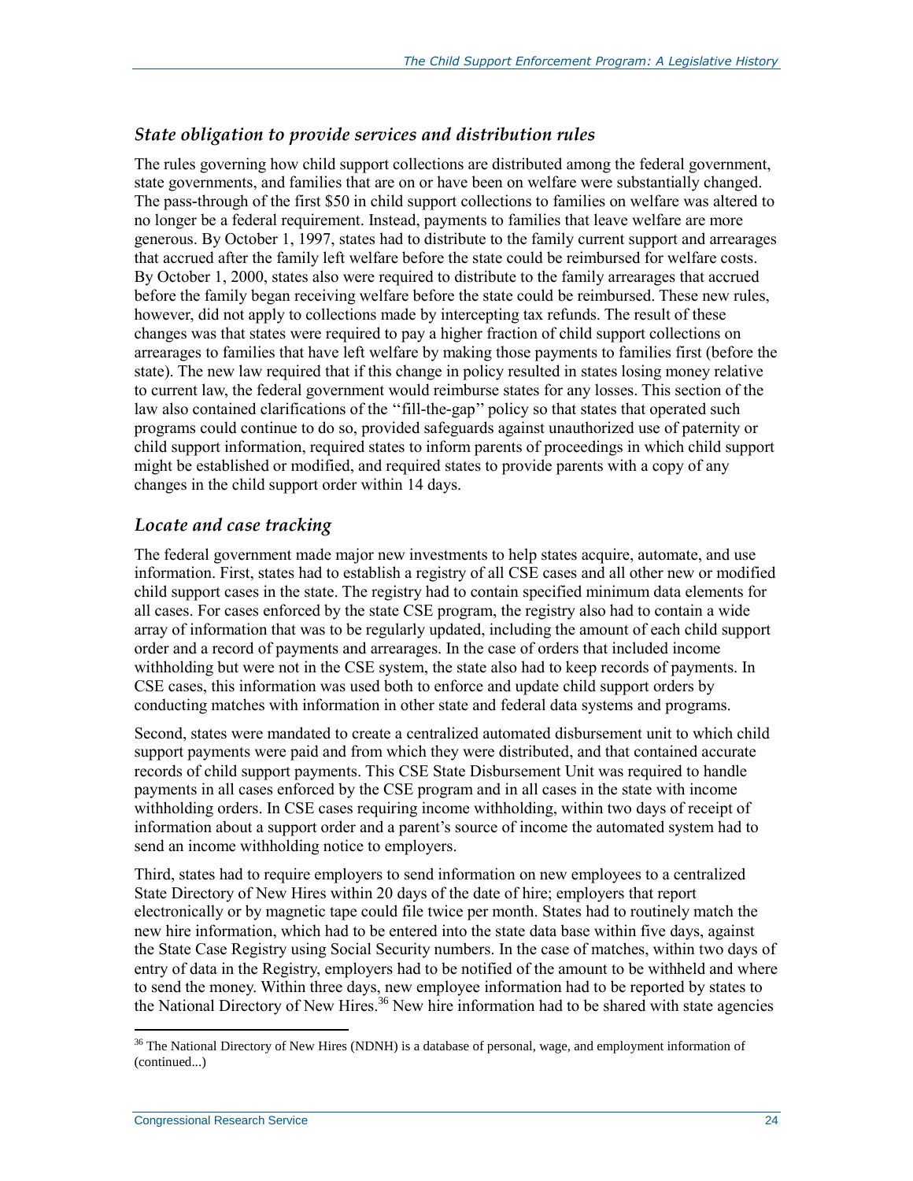### *State obligation to provide services and distribution rules*

The rules governing how child support collections are distributed among the federal government, state governments, and families that are on or have been on welfare were substantially changed. The pass-through of the first $50 in child support collections to families on welfare was altered to no longer be a federal requirement. Instead, payments to families that leave welfare are more generous. By October 1, 1997, states had to distribute to the family current support and arrearages that accrued after the family left welfare before the state could be reimbursed for welfare costs. By October 1, 2000, states also were required to distribute to the family arrearages that accrued before the family began receiving welfare before the state could be reimbursed. These new rules, however, did not apply to collections made by intercepting tax refunds. The result of these changes was that states were required to pay a higher fraction of child support collections on arrearages to families that have left welfare by making those payments to families first (before the state). The new law required that if this change in policy resulted in states losing money relative to current law, the federal government would reimburse states for any losses. This section of the law also contained clarifications of the ''fill-the-gap'' policy so that states that operated such programs could continue to do so, provided safeguards against unauthorized use of paternity or child support information, required states to inform parents of proceedings in which child support might be established or modified, and required states to provide parents with a copy of any changes in the child support order within 14 days.

### *Locate and case tracking*

The federal government made major new investments to help states acquire, automate, and use information. First, states had to establish a registry of all CSE cases and all other new or modified child support cases in the state. The registry had to contain specified minimum data elements for all cases. For cases enforced by the state CSE program, the registry also had to contain a wide array of information that was to be regularly updated, including the amount of each child support order and a record of payments and arrearages. In the case of orders that included income withholding but were not in the CSE system, the state also had to keep records of payments. In CSE cases, this information was used both to enforce and update child support orders by conducting matches with information in other state and federal data systems and programs.

Second, states were mandated to create a centralized automated disbursement unit to which child support payments were paid and from which they were distributed, and that contained accurate records of child support payments. This CSE State Disbursement Unit was required to handle payments in all cases enforced by the CSE program and in all cases in the state with income withholding orders. In CSE cases requiring income withholding, within two days of receipt of information about a support order and a parent's source of income the automated system had to send an income withholding notice to employers.

Third, states had to require employers to send information on new employees to a centralized State Directory of New Hires within 20 days of the date of hire; employers that report electronically or by magnetic tape could file twice per month. States had to routinely match the new hire information, which had to be entered into the state data base within five days, against the State Case Registry using Social Security numbers. In the case of matches, within two days of entry of data in the Registry, employers had to be notified of the amount to be withheld and where to send the money. Within three days, new employee information had to be reported by states to the National Directory of New Hires.[36] New hire information had to be shared with state agencies

---

[36] The National Directory of New Hires (NDNH) is a database of personal, wage, and employment information of (continued...)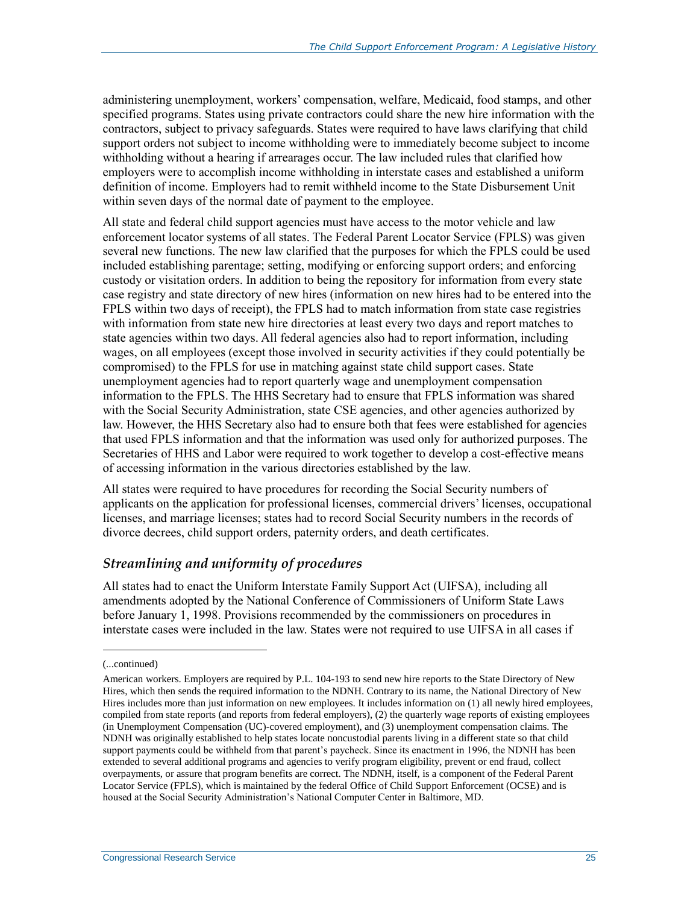administering unemployment, workers' compensation, welfare, Medicaid, food stamps, and other specified programs. States using private contractors could share the new hire information with the contractors, subject to privacy safeguards. States were required to have laws clarifying that child support orders not subject to income withholding were to immediately become subject to income withholding without a hearing if arrearages occur. The law included rules that clarified how employers were to accomplish income withholding in interstate cases and established a uniform definition of income. Employers had to remit withheld income to the State Disbursement Unit within seven days of the normal date of payment to the employee.

All state and federal child support agencies must have access to the motor vehicle and law enforcement locator systems of all states. The Federal Parent Locator Service (FPLS) was given several new functions. The new law clarified that the purposes for which the FPLS could be used included establishing parentage; setting, modifying or enforcing support orders; and enforcing custody or visitation orders. In addition to being the repository for information from every state case registry and state directory of new hires (information on new hires had to be entered into the FPLS within two days of receipt), the FPLS had to match information from state case registries with information from state new hire directories at least every two days and report matches to state agencies within two days. All federal agencies also had to report information, including wages, on all employees (except those involved in security activities if they could potentially be compromised) to the FPLS for use in matching against state child support cases. State unemployment agencies had to report quarterly wage and unemployment compensation information to the FPLS. The HHS Secretary had to ensure that FPLS information was shared with the Social Security Administration, state CSE agencies, and other agencies authorized by law. However, the HHS Secretary also had to ensure both that fees were established for agencies that used FPLS information and that the information was used only for authorized purposes. The Secretaries of HHS and Labor were required to work together to develop a cost-effective means of accessing information in the various directories established by the law.

All states were required to have procedures for recording the Social Security numbers of applicants on the application for professional licenses, commercial drivers' licenses, occupational licenses, and marriage licenses; states had to record Social Security numbers in the records of divorce decrees, child support orders, paternity orders, and death certificates.

### *Streamlining and uniformity of procedures*

All states had to enact the Uniform Interstate Family Support Act (UIFSA), including all amendments adopted by the National Conference of Commissioners of Uniform State Laws before January 1, 1998. Provisions recommended by the commissioners on procedures in interstate cases were included in the law. States were not required to use UIFSA in all cases if

---

(...continued)

American workers. Employers are required by P.L. 104-193 to send new hire reports to the State Directory of New Hires, which then sends the required information to the NDNH. Contrary to its name, the National Directory of New Hires includes more than just information on new employees. It includes information on (1) all newly hired employees, compiled from state reports (and reports from federal employers), (2) the quarterly wage reports of existing employees (in Unemployment Compensation (UC)-covered employment), and (3) unemployment compensation claims. The NDNH was originally established to help states locate noncustodial parents living in a different state so that child support payments could be withheld from that parent's paycheck. Since its enactment in 1996, the NDNH has been extended to several additional programs and agencies to verify program eligibility, prevent or end fraud, collect overpayments, or assure that program benefits are correct. The NDNH, itself, is a component of the Federal Parent Locator Service (FPLS), which is maintained by the federal Office of Child Support Enforcement (OCSE) and is housed at the Social Security Administration's National Computer Center in Baltimore, MD.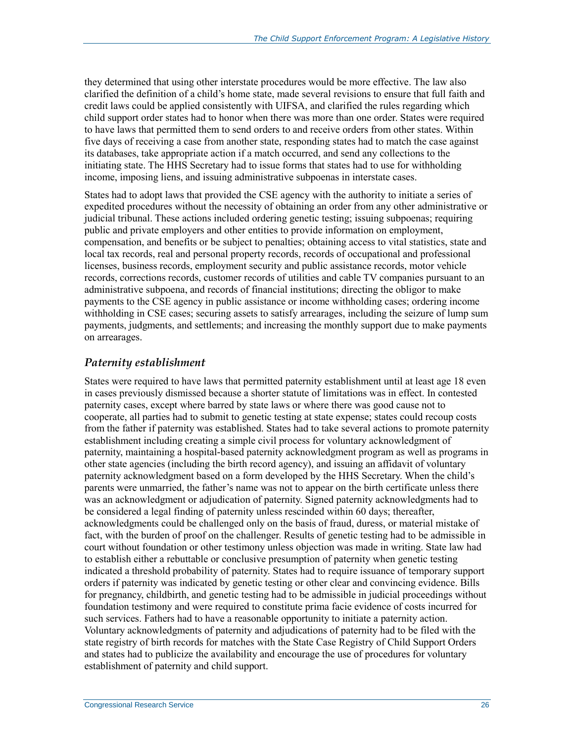they determined that using other interstate procedures would be more effective. The law also clarified the definition of a child's home state, made several revisions to ensure that full faith and credit laws could be applied consistently with UIFSA, and clarified the rules regarding which child support order states had to honor when there was more than one order. States were required to have laws that permitted them to send orders to and receive orders from other states. Within five days of receiving a case from another state, responding states had to match the case against its databases, take appropriate action if a match occurred, and send any collections to the initiating state. The HHS Secretary had to issue forms that states had to use for withholding income, imposing liens, and issuing administrative subpoenas in interstate cases.

States had to adopt laws that provided the CSE agency with the authority to initiate a series of expedited procedures without the necessity of obtaining an order from any other administrative or judicial tribunal. These actions included ordering genetic testing; issuing subpoenas; requiring public and private employers and other entities to provide information on employment, compensation, and benefits or be subject to penalties; obtaining access to vital statistics, state and local tax records, real and personal property records, records of occupational and professional licenses, business records, employment security and public assistance records, motor vehicle records, corrections records, customer records of utilities and cable TV companies pursuant to an administrative subpoena, and records of financial institutions; directing the obligor to make payments to the CSE agency in public assistance or income withholding cases; ordering income withholding in CSE cases; securing assets to satisfy arrearages, including the seizure of lump sum payments, judgments, and settlements; and increasing the monthly support due to make payments on arrearages.

### *Paternity establishment*

States were required to have laws that permitted paternity establishment until at least age 18 even in cases previously dismissed because a shorter statute of limitations was in effect. In contested paternity cases, except where barred by state laws or where there was good cause not to cooperate, all parties had to submit to genetic testing at state expense; states could recoup costs from the father if paternity was established. States had to take several actions to promote paternity establishment including creating a simple civil process for voluntary acknowledgment of paternity, maintaining a hospital-based paternity acknowledgment program as well as programs in other state agencies (including the birth record agency), and issuing an affidavit of voluntary paternity acknowledgment based on a form developed by the HHS Secretary. When the child's parents were unmarried, the father's name was not to appear on the birth certificate unless there was an acknowledgment or adjudication of paternity. Signed paternity acknowledgments had to be considered a legal finding of paternity unless rescinded within 60 days; thereafter, acknowledgments could be challenged only on the basis of fraud, duress, or material mistake of fact, with the burden of proof on the challenger. Results of genetic testing had to be admissible in court without foundation or other testimony unless objection was made in writing. State law had to establish either a rebuttable or conclusive presumption of paternity when genetic testing indicated a threshold probability of paternity. States had to require issuance of temporary support orders if paternity was indicated by genetic testing or other clear and convincing evidence. Bills for pregnancy, childbirth, and genetic testing had to be admissible in judicial proceedings without foundation testimony and were required to constitute prima facie evidence of costs incurred for such services. Fathers had to have a reasonable opportunity to initiate a paternity action. Voluntary acknowledgments of paternity and adjudications of paternity had to be filed with the state registry of birth records for matches with the State Case Registry of Child Support Orders and states had to publicize the availability and encourage the use of procedures for voluntary establishment of paternity and child support.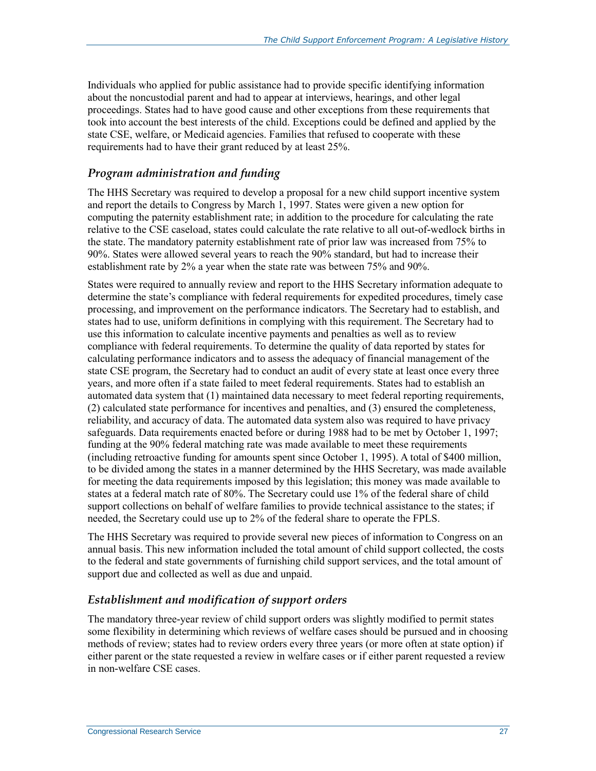Individuals who applied for public assistance had to provide specific identifying information about the noncustodial parent and had to appear at interviews, hearings, and other legal proceedings. States had to have good cause and other exceptions from these requirements that took into account the best interests of the child. Exceptions could be defined and applied by the state CSE, welfare, or Medicaid agencies. Families that refused to cooperate with these requirements had to have their grant reduced by at least 25%.

### *Program administration and funding*

The HHS Secretary was required to develop a proposal for a new child support incentive system and report the details to Congress by March 1, 1997. States were given a new option for computing the paternity establishment rate; in addition to the procedure for calculating the rate relative to the CSE caseload, states could calculate the rate relative to all out-of-wedlock births in the state. The mandatory paternity establishment rate of prior law was increased from 75% to 90%. States were allowed several years to reach the 90% standard, but had to increase their establishment rate by 2% a year when the state rate was between 75% and 90%.

States were required to annually review and report to the HHS Secretary information adequate to determine the state's compliance with federal requirements for expedited procedures, timely case processing, and improvement on the performance indicators. The Secretary had to establish, and states had to use, uniform definitions in complying with this requirement. The Secretary had to use this information to calculate incentive payments and penalties as well as to review compliance with federal requirements. To determine the quality of data reported by states for calculating performance indicators and to assess the adequacy of financial management of the state CSE program, the Secretary had to conduct an audit of every state at least once every three years, and more often if a state failed to meet federal requirements. States had to establish an automated data system that (1) maintained data necessary to meet federal reporting requirements, (2) calculated state performance for incentives and penalties, and (3) ensured the completeness, reliability, and accuracy of data. The automated data system also was required to have privacy safeguards. Data requirements enacted before or during 1988 had to be met by October 1, 1997; funding at the 90% federal matching rate was made available to meet these requirements (including retroactive funding for amounts spent since October 1, 1995). A total of $400 million, to be divided among the states in a manner determined by the HHS Secretary, was made available for meeting the data requirements imposed by this legislation; this money was made available to states at a federal match rate of 80%. The Secretary could use 1% of the federal share of child support collections on behalf of welfare families to provide technical assistance to the states; if needed, the Secretary could use up to 2% of the federal share to operate the FPLS.

The HHS Secretary was required to provide several new pieces of information to Congress on an annual basis. This new information included the total amount of child support collected, the costs to the federal and state governments of furnishing child support services, and the total amount of support due and collected as well as due and unpaid.

### *Establishment and modification of support orders*

The mandatory three-year review of child support orders was slightly modified to permit states some flexibility in determining which reviews of welfare cases should be pursued and in choosing methods of review; states had to review orders every three years (or more often at state option) if either parent or the state requested a review in welfare cases or if either parent requested a review in non-welfare CSE cases.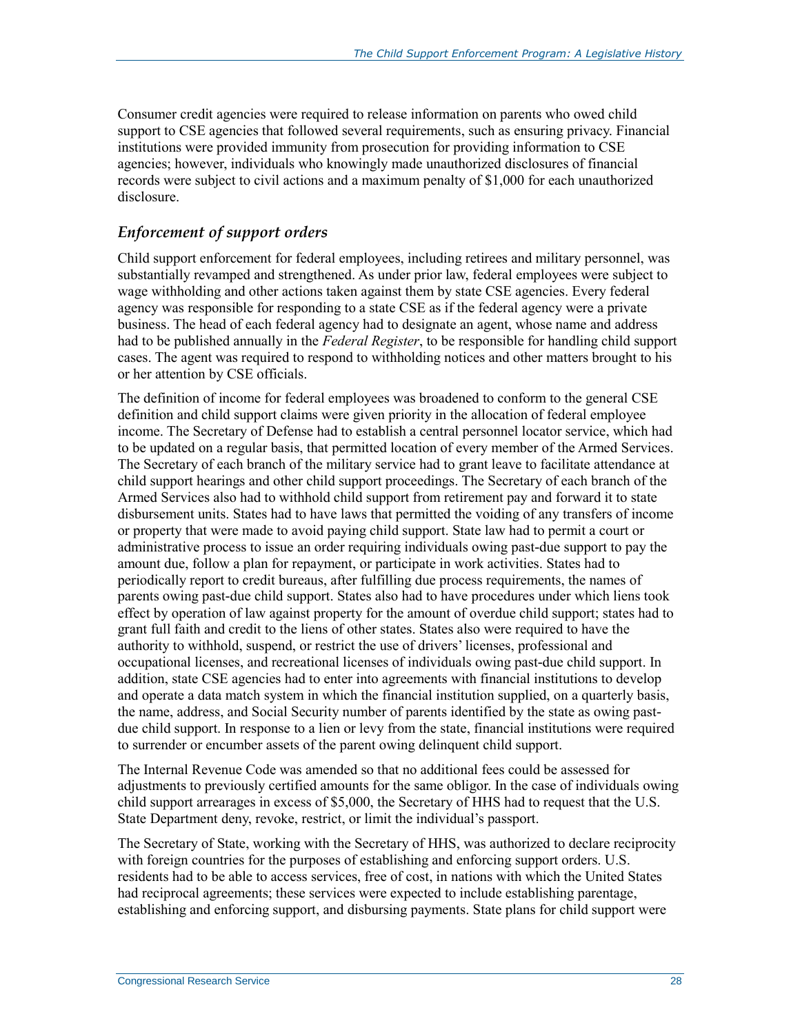Consumer credit agencies were required to release information on parents who owed child support to CSE agencies that followed several requirements, such as ensuring privacy. Financial institutions were provided immunity from prosecution for providing information to CSE agencies; however, individuals who knowingly made unauthorized disclosures of financial records were subject to civil actions and a maximum penalty of $1,000 for each unauthorized disclosure.

### *Enforcement of support orders*

Child support enforcement for federal employees, including retirees and military personnel, was substantially revamped and strengthened. As under prior law, federal employees were subject to wage withholding and other actions taken against them by state CSE agencies. Every federal agency was responsible for responding to a state CSE as if the federal agency were a private business. The head of each federal agency had to designate an agent, whose name and address had to be published annually in the *Federal Register*, to be responsible for handling child support cases. The agent was required to respond to withholding notices and other matters brought to his or her attention by CSE officials.

The definition of income for federal employees was broadened to conform to the general CSE definition and child support claims were given priority in the allocation of federal employee income. The Secretary of Defense had to establish a central personnel locator service, which had to be updated on a regular basis, that permitted location of every member of the Armed Services. The Secretary of each branch of the military service had to grant leave to facilitate attendance at child support hearings and other child support proceedings. The Secretary of each branch of the Armed Services also had to withhold child support from retirement pay and forward it to state disbursement units. States had to have laws that permitted the voiding of any transfers of income or property that were made to avoid paying child support. State law had to permit a court or administrative process to issue an order requiring individuals owing past-due support to pay the amount due, follow a plan for repayment, or participate in work activities. States had to periodically report to credit bureaus, after fulfilling due process requirements, the names of parents owing past-due child support. States also had to have procedures under which liens took effect by operation of law against property for the amount of overdue child support; states had to grant full faith and credit to the liens of other states. States also were required to have the authority to withhold, suspend, or restrict the use of drivers' licenses, professional and occupational licenses, and recreational licenses of individuals owing past-due child support. In addition, state CSE agencies had to enter into agreements with financial institutions to develop and operate a data match system in which the financial institution supplied, on a quarterly basis, the name, address, and Social Security number of parents identified by the state as owing past-due child support. In response to a lien or levy from the state, financial institutions were required to surrender or encumber assets of the parent owing delinquent child support.

The Internal Revenue Code was amended so that no additional fees could be assessed for adjustments to previously certified amounts for the same obligor. In the case of individuals owing child support arrearages in excess of $5,000, the Secretary of HHS had to request that the U.S. State Department deny, revoke, restrict, or limit the individual's passport.

The Secretary of State, working with the Secretary of HHS, was authorized to declare reciprocity with foreign countries for the purposes of establishing and enforcing support orders. U.S. residents had to be able to access services, free of cost, in nations with which the United States had reciprocal agreements; these services were expected to include establishing parentage, establishing and enforcing support, and disbursing payments. State plans for child support were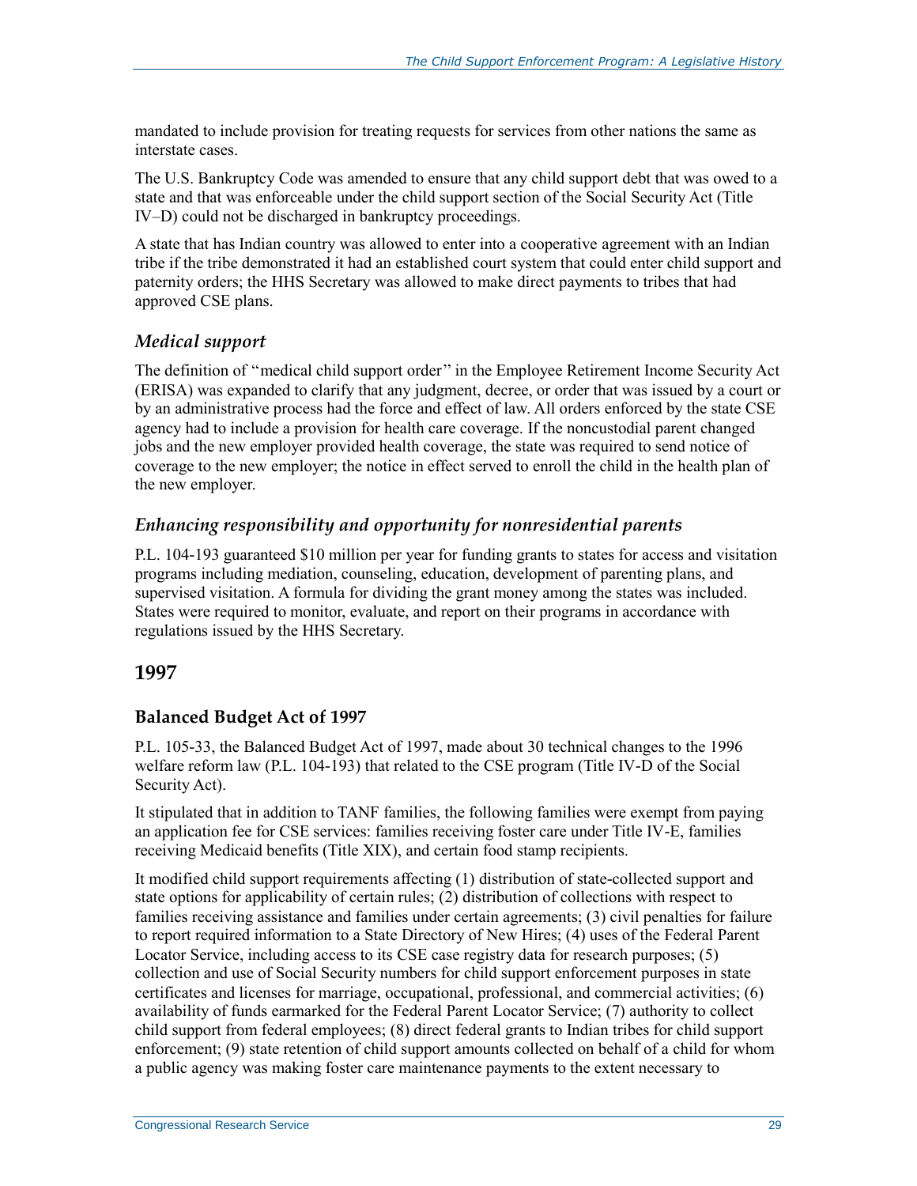mandated to include provision for treating requests for services from other nations the same as interstate cases.

The U.S. Bankruptcy Code was amended to ensure that any child support debt that was owed to a state and that was enforceable under the child support section of the Social Security Act (Title IV–D) could not be discharged in bankruptcy proceedings.

A state that has Indian country was allowed to enter into a cooperative agreement with an Indian tribe if the tribe demonstrated it had an established court system that could enter child support and paternity orders; the HHS Secretary was allowed to make direct payments to tribes that had approved CSE plans.

### *Medical support*

The definition of "medical child support order" in the Employee Retirement Income Security Act (ERISA) was expanded to clarify that any judgment, decree, or order that was issued by a court or by an administrative process had the force and effect of law. All orders enforced by the state CSE agency had to include a provision for health care coverage. If the noncustodial parent changed jobs and the new employer provided health coverage, the state was required to send notice of coverage to the new employer; the notice in effect served to enroll the child in the health plan of the new employer.

### *Enhancing responsibility and opportunity for nonresidential parents*

P.L. 104-193 guaranteed $10 million per year for funding grants to states for access and visitation programs including mediation, counseling, education, development of parenting plans, and supervised visitation. A formula for dividing the grant money among the states was included. States were required to monitor, evaluate, and report on their programs in accordance with regulations issued by the HHS Secretary.

## 1997

### Balanced Budget Act of 1997

P.L. 105-33, the Balanced Budget Act of 1997, made about 30 technical changes to the 1996 welfare reform law (P.L. 104-193) that related to the CSE program (Title IV-D of the Social Security Act).

It stipulated that in addition to TANF families, the following families were exempt from paying an application fee for CSE services: families receiving foster care under Title IV-E, families receiving Medicaid benefits (Title XIX), and certain food stamp recipients.

It modified child support requirements affecting (1) distribution of state-collected support and state options for applicability of certain rules; (2) distribution of collections with respect to families receiving assistance and families under certain agreements; (3) civil penalties for failure to report required information to a State Directory of New Hires; (4) uses of the Federal Parent Locator Service, including access to its CSE case registry data for research purposes; (5) collection and use of Social Security numbers for child support enforcement purposes in state certificates and licenses for marriage, occupational, professional, and commercial activities; (6) availability of funds earmarked for the Federal Parent Locator Service; (7) authority to collect child support from federal employees; (8) direct federal grants to Indian tribes for child support enforcement; (9) state retention of child support amounts collected on behalf of a child for whom a public agency was making foster care maintenance payments to the extent necessary to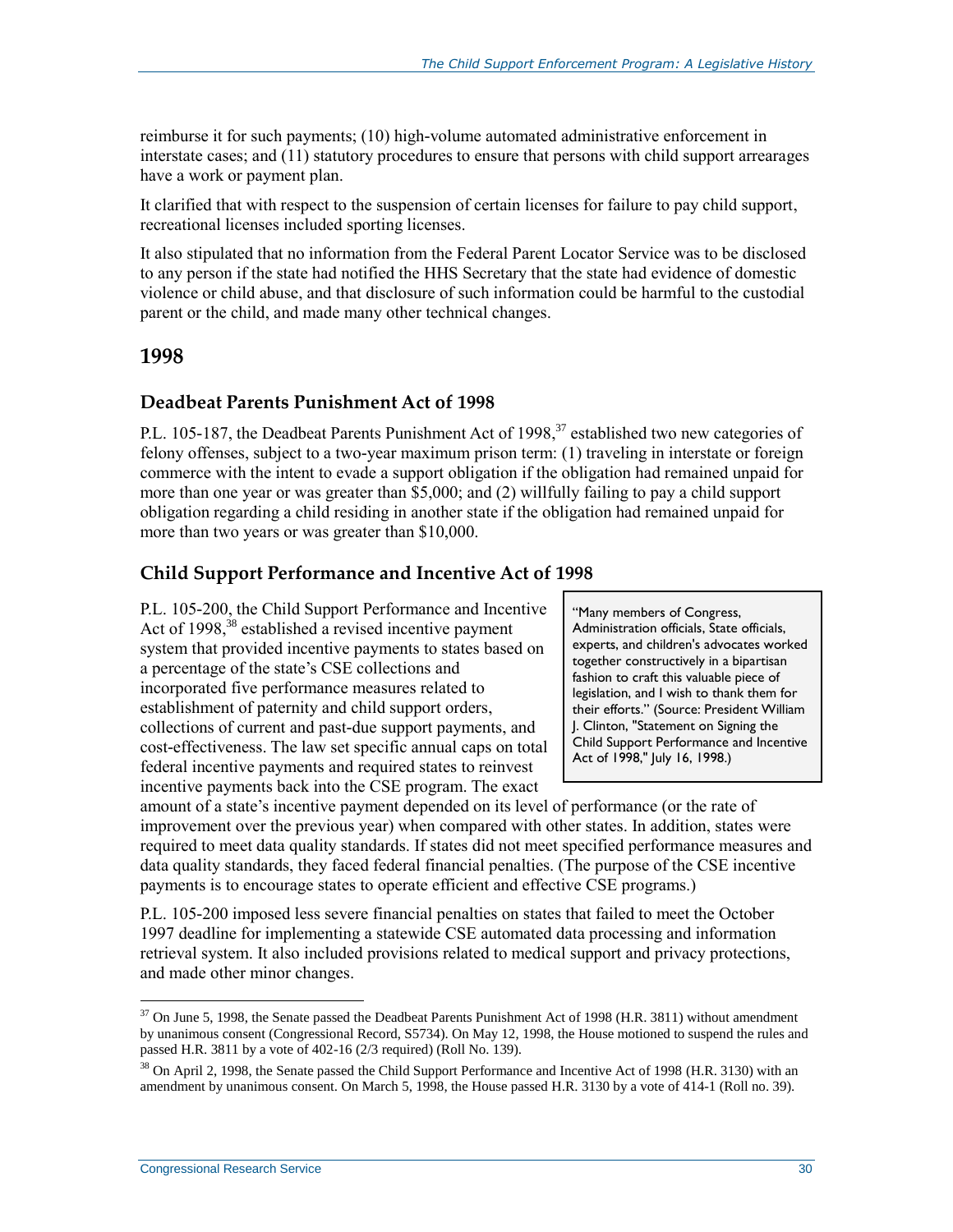reimburse it for such payments; (10) high-volume automated administrative enforcement in interstate cases; and (11) statutory procedures to ensure that persons with child support arrearages have a work or payment plan.

It clarified that with respect to the suspension of certain licenses for failure to pay child support, recreational licenses included sporting licenses.

It also stipulated that no information from the Federal Parent Locator Service was to be disclosed to any person if the state had notified the HHS Secretary that the state had evidence of domestic violence or child abuse, and that disclosure of such information could be harmful to the custodial parent or the child, and made many other technical changes.

## 1998

### Deadbeat Parents Punishment Act of 1998

P.L. 105-187, the Deadbeat Parents Punishment Act of 1998,[37] established two new categories of felony offenses, subject to a two-year maximum prison term: (1) traveling in interstate or foreign commerce with the intent to evade a support obligation if the obligation had remained unpaid for more than one year or was greater than $5,000; and (2) willfully failing to pay a child support obligation regarding a child residing in another state if the obligation had remained unpaid for more than two years or was greater than $10,000.

### Child Support Performance and Incentive Act of 1998

P.L. 105-200, the Child Support Performance and Incentive Act of 1998,[38] established a revised incentive payment system that provided incentive payments to states based on a percentage of the state's CSE collections and incorporated five performance measures related to establishment of paternity and child support orders, collections of current and past-due support payments, and cost-effectiveness. The law set specific annual caps on total federal incentive payments and required states to reinvest incentive payments back into the CSE program. The exact amount of a state's incentive payment depended on its level of performance (or the rate of improvement over the previous year) when compared with other states. In addition, states were required to meet data quality standards. If states did not meet specified performance measures and data quality standards, they faced federal financial penalties. (The purpose of the CSE incentive payments is to encourage states to operate efficient and effective CSE programs.)

> "Many members of Congress, Administration officials, State officials, experts, and children's advocates worked together constructively in a bipartisan fashion to craft this valuable piece of legislation, and I wish to thank them for their efforts." (Source: President William J. Clinton, "Statement on Signing the Child Support Performance and Incentive Act of 1998," July 16, 1998.)

P.L. 105-200 imposed less severe financial penalties on states that failed to meet the October 1997 deadline for implementing a statewide CSE automated data processing and information retrieval system. It also included provisions related to medical support and privacy protections, and made other minor changes.

---

[37] On June 5, 1998, the Senate passed the Deadbeat Parents Punishment Act of 1998 (H.R. 3811) without amendment by unanimous consent (Congressional Record, S5734). On May 12, 1998, the House motioned to suspend the rules and passed H.R. 3811 by a vote of 402-16 (2/3 required) (Roll No. 139).

[38] On April 2, 1998, the Senate passed the Child Support Performance and Incentive Act of 1998 (H.R. 3130) with an amendment by unanimous consent. On March 5, 1998, the House passed H.R. 3130 by a vote of 414-1 (Roll no. 39).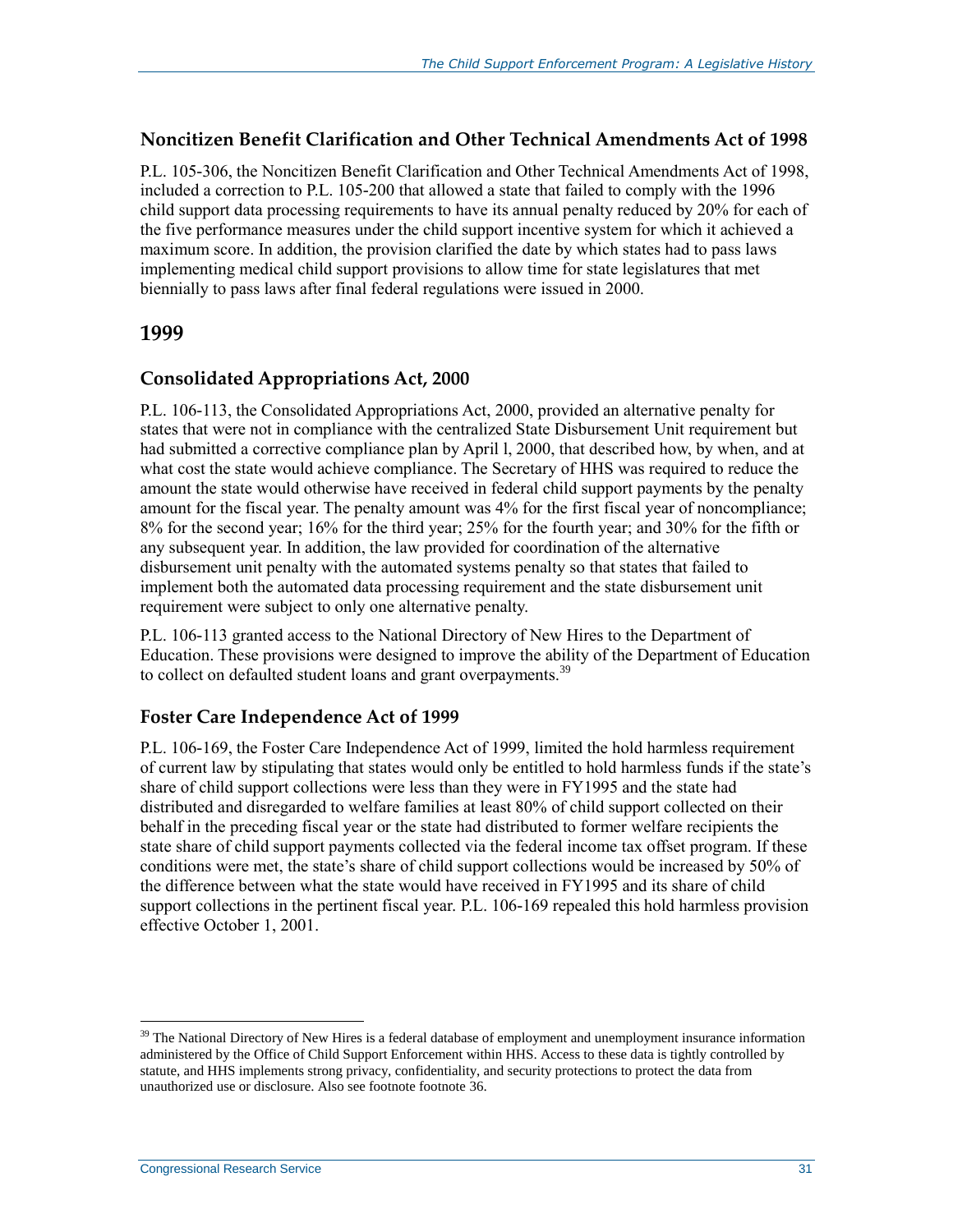### Noncitizen Benefit Clarification and Other Technical Amendments Act of 1998

P.L. 105-306, the Noncitizen Benefit Clarification and Other Technical Amendments Act of 1998, included a correction to P.L. 105-200 that allowed a state that failed to comply with the 1996 child support data processing requirements to have its annual penalty reduced by 20% for each of the five performance measures under the child support incentive system for which it achieved a maximum score. In addition, the provision clarified the date by which states had to pass laws implementing medical child support provisions to allow time for state legislatures that met biennially to pass laws after final federal regulations were issued in 2000.

## 1999

### Consolidated Appropriations Act, 2000

P.L. 106-113, the Consolidated Appropriations Act, 2000, provided an alternative penalty for states that were not in compliance with the centralized State Disbursement Unit requirement but had submitted a corrective compliance plan by April l, 2000, that described how, by when, and at what cost the state would achieve compliance. The Secretary of HHS was required to reduce the amount the state would otherwise have received in federal child support payments by the penalty amount for the fiscal year. The penalty amount was 4% for the first fiscal year of noncompliance; 8% for the second year; 16% for the third year; 25% for the fourth year; and 30% for the fifth or any subsequent year. In addition, the law provided for coordination of the alternative disbursement unit penalty with the automated systems penalty so that states that failed to implement both the automated data processing requirement and the state disbursement unit requirement were subject to only one alternative penalty.

P.L. 106-113 granted access to the National Directory of New Hires to the Department of Education. These provisions were designed to improve the ability of the Department of Education to collect on defaulted student loans and grant overpayments.[39]

### Foster Care Independence Act of 1999

P.L. 106-169, the Foster Care Independence Act of 1999, limited the hold harmless requirement of current law by stipulating that states would only be entitled to hold harmless funds if the state's share of child support collections were less than they were in FY1995 and the state had distributed and disregarded to welfare families at least 80% of child support collected on their behalf in the preceding fiscal year or the state had distributed to former welfare recipients the state share of child support payments collected via the federal income tax offset program. If these conditions were met, the state's share of child support collections would be increased by 50% of the difference between what the state would have received in FY1995 and its share of child support collections in the pertinent fiscal year. P.L. 106-169 repealed this hold harmless provision effective October 1, 2001.

---

[39] The National Directory of New Hires is a federal database of employment and unemployment insurance information administered by the Office of Child Support Enforcement within HHS. Access to these data is tightly controlled by statute, and HHS implements strong privacy, confidentiality, and security protections to protect the data from unauthorized use or disclosure. Also see footnote footnote 36.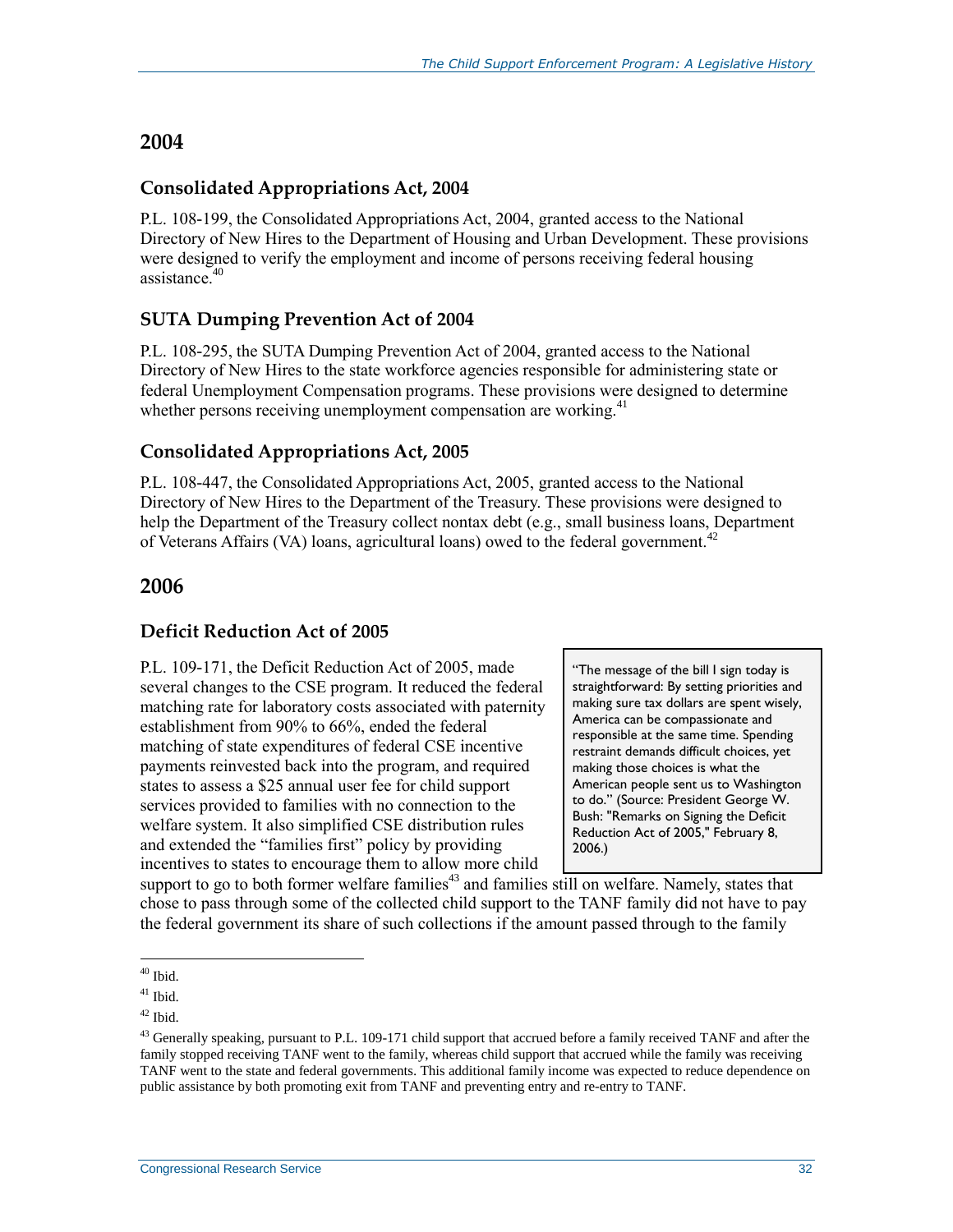## 2004

### Consolidated Appropriations Act, 2004

P.L. 108-199, the Consolidated Appropriations Act, 2004, granted access to the National Directory of New Hires to the Department of Housing and Urban Development. These provisions were designed to verify the employment and income of persons receiving federal housing assistance.[40]

### SUTA Dumping Prevention Act of 2004

P.L. 108-295, the SUTA Dumping Prevention Act of 2004, granted access to the National Directory of New Hires to the state workforce agencies responsible for administering state or federal Unemployment Compensation programs. These provisions were designed to determine whether persons receiving unemployment compensation are working.[41]

### Consolidated Appropriations Act, 2005

P.L. 108-447, the Consolidated Appropriations Act, 2005, granted access to the National Directory of New Hires to the Department of the Treasury. These provisions were designed to help the Department of the Treasury collect nontax debt (e.g., small business loans, Department of Veterans Affairs (VA) loans, agricultural loans) owed to the federal government.[42]

## 2006

### Deficit Reduction Act of 2005

> "The message of the bill I sign today is straightforward: By setting priorities and making sure tax dollars are spent wisely, America can be compassionate and responsible at the same time. Spending restraint demands difficult choices, yet making those choices is what the American people sent us to Washington to do." (Source: President George W. Bush: "Remarks on Signing the Deficit Reduction Act of 2005," February 8, 2006.)

P.L. 109-171, the Deficit Reduction Act of 2005, made several changes to the CSE program. It reduced the federal matching rate for laboratory costs associated with paternity establishment from 90% to 66%, ended the federal matching of state expenditures of federal CSE incentive payments reinvested back into the program, and required states to assess a $25 annual user fee for child support services provided to families with no connection to the welfare system. It also simplified CSE distribution rules and extended the "families first" policy by providing incentives to states to encourage them to allow more child support to go to both former welfare families[43] and families still on welfare. Namely, states that chose to pass through some of the collected child support to the TANF family did not have to pay the federal government its share of such collections if the amount passed through to the family

---

[40] Ibid.

[41] Ibid.

[42] Ibid.

[43] Generally speaking, pursuant to P.L. 109-171 child support that accrued before a family received TANF and after the family stopped receiving TANF went to the family, whereas child support that accrued while the family was receiving TANF went to the state and federal governments. This additional family income was expected to reduce dependence on public assistance by both promoting exit from TANF and preventing entry and re-entry to TANF.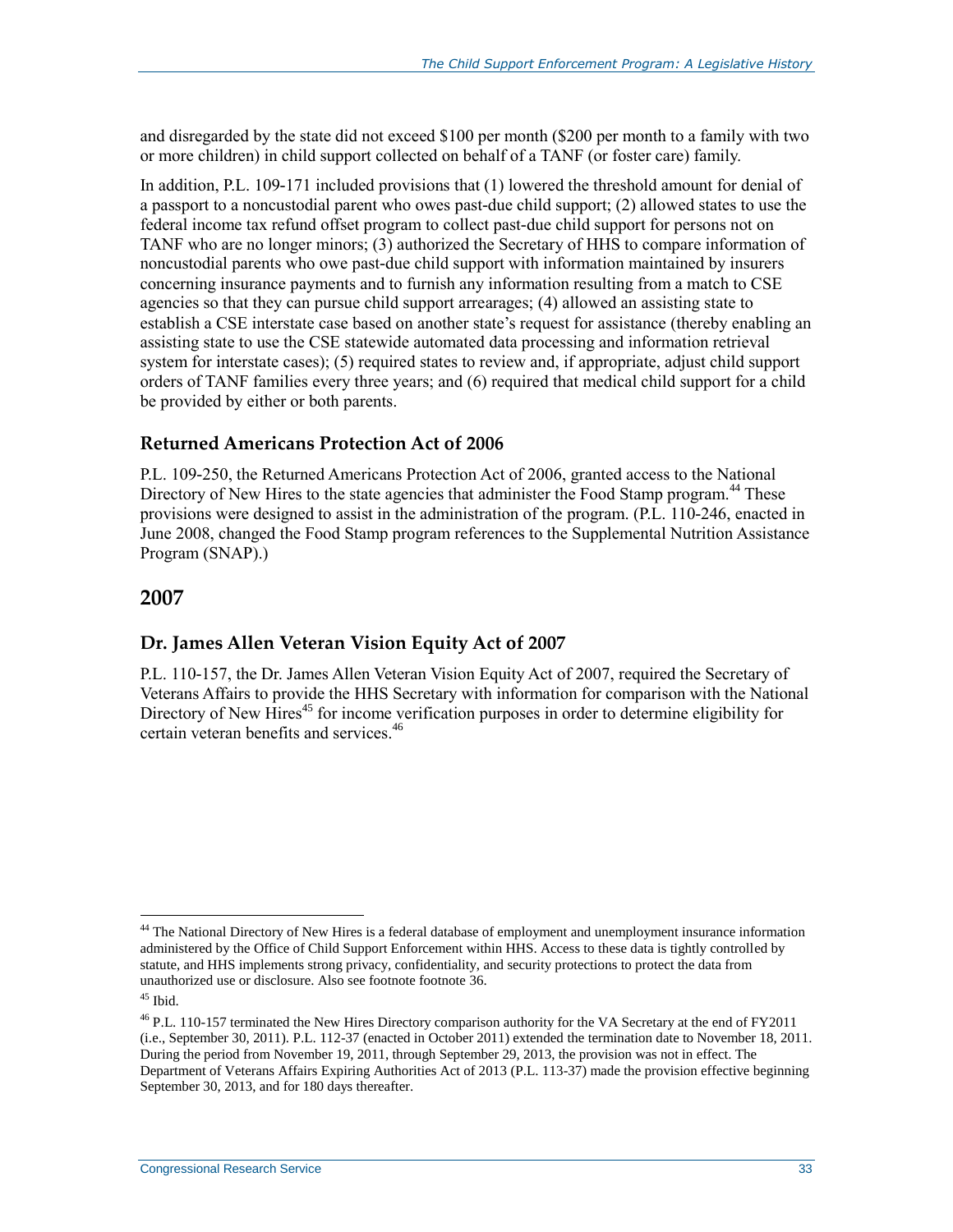and disregarded by the state did not exceed $100 per month ($200 per month to a family with two or more children) in child support collected on behalf of a TANF (or foster care) family.

In addition, P.L. 109-171 included provisions that (1) lowered the threshold amount for denial of a passport to a noncustodial parent who owes past-due child support; (2) allowed states to use the federal income tax refund offset program to collect past-due child support for persons not on TANF who are no longer minors; (3) authorized the Secretary of HHS to compare information of noncustodial parents who owe past-due child support with information maintained by insurers concerning insurance payments and to furnish any information resulting from a match to CSE agencies so that they can pursue child support arrearages; (4) allowed an assisting state to establish a CSE interstate case based on another state's request for assistance (thereby enabling an assisting state to use the CSE statewide automated data processing and information retrieval system for interstate cases); (5) required states to review and, if appropriate, adjust child support orders of TANF families every three years; and (6) required that medical child support for a child be provided by either or both parents.

### Returned Americans Protection Act of 2006

P.L. 109-250, the Returned Americans Protection Act of 2006, granted access to the National Directory of New Hires to the state agencies that administer the Food Stamp program.[44] These provisions were designed to assist in the administration of the program. (P.L. 110-246, enacted in June 2008, changed the Food Stamp program references to the Supplemental Nutrition Assistance Program (SNAP).)

## 2007

### Dr. James Allen Veteran Vision Equity Act of 2007

P.L. 110-157, the Dr. James Allen Veteran Vision Equity Act of 2007, required the Secretary of Veterans Affairs to provide the HHS Secretary with information for comparison with the National Directory of New Hires[45] for income verification purposes in order to determine eligibility for certain veteran benefits and services.[46]

---

[44] The National Directory of New Hires is a federal database of employment and unemployment insurance information administered by the Office of Child Support Enforcement within HHS. Access to these data is tightly controlled by statute, and HHS implements strong privacy, confidentiality, and security protections to protect the data from unauthorized use or disclosure. Also see footnote footnote 36.

[45] Ibid.

[46] P.L. 110-157 terminated the New Hires Directory comparison authority for the VA Secretary at the end of FY2011 (i.e., September 30, 2011). P.L. 112-37 (enacted in October 2011) extended the termination date to November 18, 2011. During the period from November 19, 2011, through September 29, 2013, the provision was not in effect. The Department of Veterans Affairs Expiring Authorities Act of 2013 (P.L. 113-37) made the provision effective beginning September 30, 2013, and for 180 days thereafter.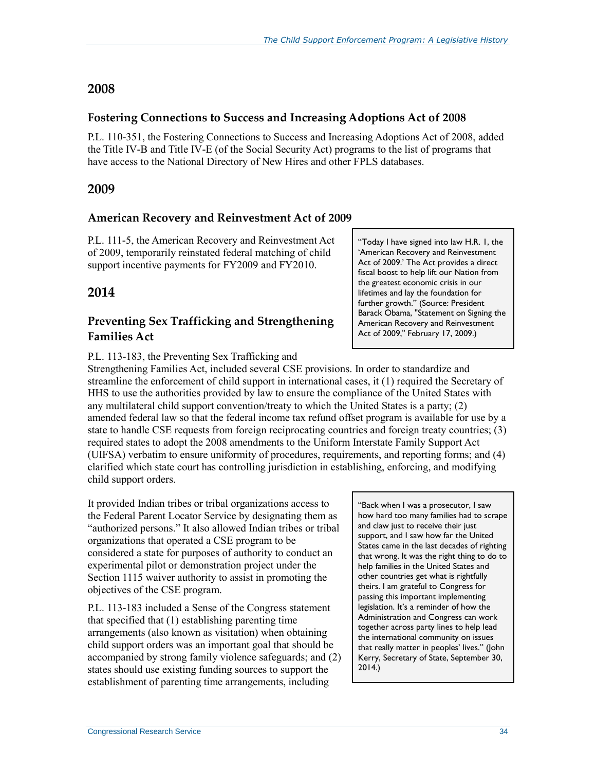## 2008

### Fostering Connections to Success and Increasing Adoptions Act of 2008

P.L. 110-351, the Fostering Connections to Success and Increasing Adoptions Act of 2008, added the Title IV-B and Title IV-E (of the Social Security Act) programs to the list of programs that have access to the National Directory of New Hires and other FPLS databases.

## 2009

### American Recovery and Reinvestment Act of 2009

P.L. 111-5, the American Recovery and Reinvestment Act of 2009, temporarily reinstated federal matching of child support incentive payments for FY2009 and FY2010.

> "Today I have signed into law H.R. 1, the 'American Recovery and Reinvestment Act of 2009.' The Act provides a direct fiscal boost to help lift our Nation from the greatest economic crisis in our lifetimes and lay the foundation for further growth." (Source: President Barack Obama, "Statement on Signing the American Recovery and Reinvestment Act of 2009," February 17, 2009.)

## 2014

### Preventing Sex Trafficking and Strengthening Families Act

P.L. 113-183, the Preventing Sex Trafficking and Strengthening Families Act, included several CSE provisions. In order to standardize and streamline the enforcement of child support in international cases, it (1) required the Secretary of HHS to use the authorities provided by law to ensure the compliance of the United States with any multilateral child support convention/treaty to which the United States is a party; (2) amended federal law so that the federal income tax refund offset program is available for use by a state to handle CSE requests from foreign reciprocating countries and foreign treaty countries; (3) required states to adopt the 2008 amendments to the Uniform Interstate Family Support Act (UIFSA) verbatim to ensure uniformity of procedures, requirements, and reporting forms; and (4) clarified which state court has controlling jurisdiction in establishing, enforcing, and modifying child support orders.

It provided Indian tribes or tribal organizations access to the Federal Parent Locator Service by designating them as "authorized persons." It also allowed Indian tribes or tribal organizations that operated a CSE program to be considered a state for purposes of authority to conduct an experimental pilot or demonstration project under the Section 1115 waiver authority to assist in promoting the objectives of the CSE program.

> "Back when I was a prosecutor, I saw how hard too many families had to scrape and claw just to receive their just support, and I saw how far the United States came in the last decades of righting that wrong. It was the right thing to do to help families in the United States and other countries get what is rightfully theirs. I am grateful to Congress for passing this important implementing legislation. It's a reminder of how the Administration and Congress can work together across party lines to help lead the international community on issues that really matter in peoples' lives." (John Kerry, Secretary of State, September 30, 2014.)

P.L. 113-183 included a Sense of the Congress statement that specified that (1) establishing parenting time arrangements (also known as visitation) when obtaining child support orders was an important goal that should be accompanied by strong family violence safeguards; and (2) states should use existing funding sources to support the establishment of parenting time arrangements, including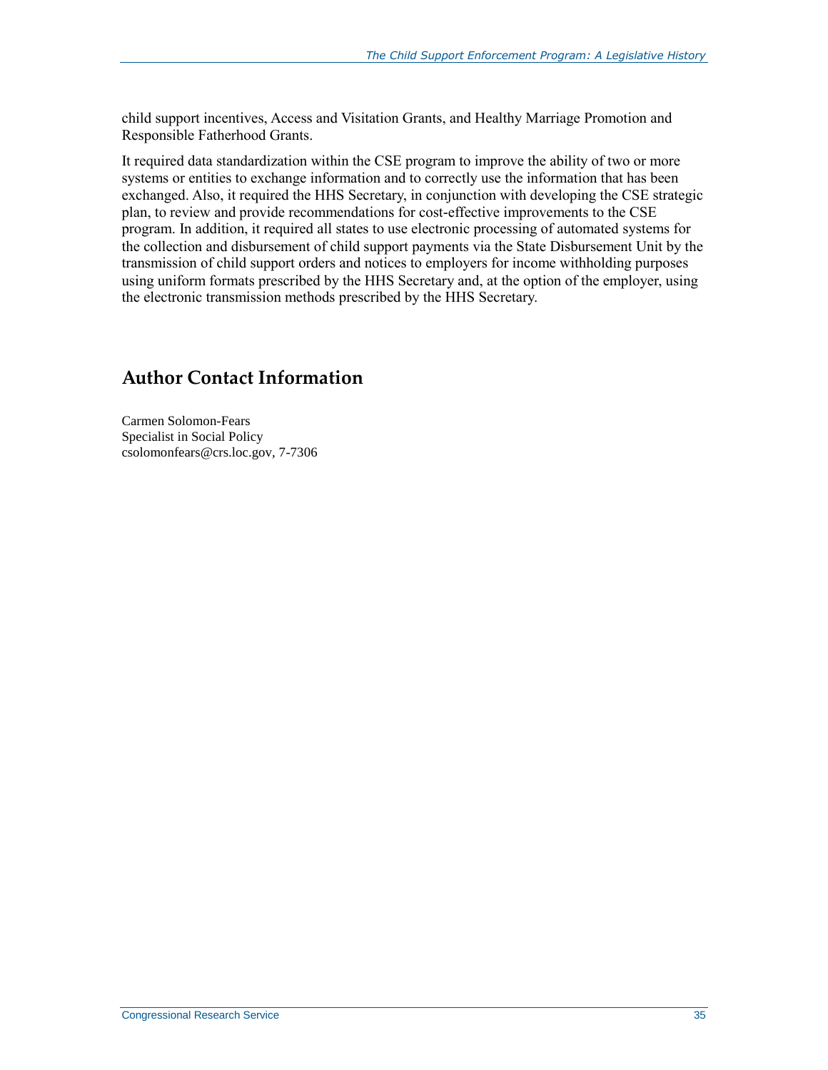child support incentives, Access and Visitation Grants, and Healthy Marriage Promotion and Responsible Fatherhood Grants.

It required data standardization within the CSE program to improve the ability of two or more systems or entities to exchange information and to correctly use the information that has been exchanged. Also, it required the HHS Secretary, in conjunction with developing the CSE strategic plan, to review and provide recommendations for cost-effective improvements to the CSE program. In addition, it required all states to use electronic processing of automated systems for the collection and disbursement of child support payments via the State Disbursement Unit by the transmission of child support orders and notices to employers for income withholding purposes using uniform formats prescribed by the HHS Secretary and, at the option of the employer, using the electronic transmission methods prescribed by the HHS Secretary.

## Author Contact Information

Carmen Solomon-Fears
Specialist in Social Policy
csolomonfears@crs.loc.gov, 7-7306